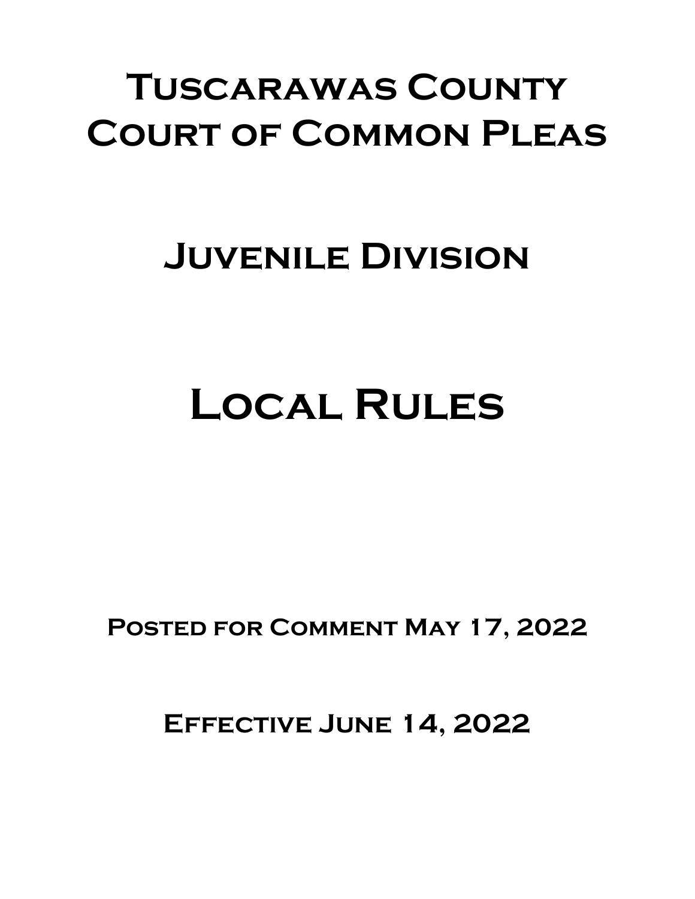# Tuscarawas County Court of Common Pleas

# Juvenile Division

# Local Rules

**Posted for Comment May 17, 2022**

**Effective June 14, 2022**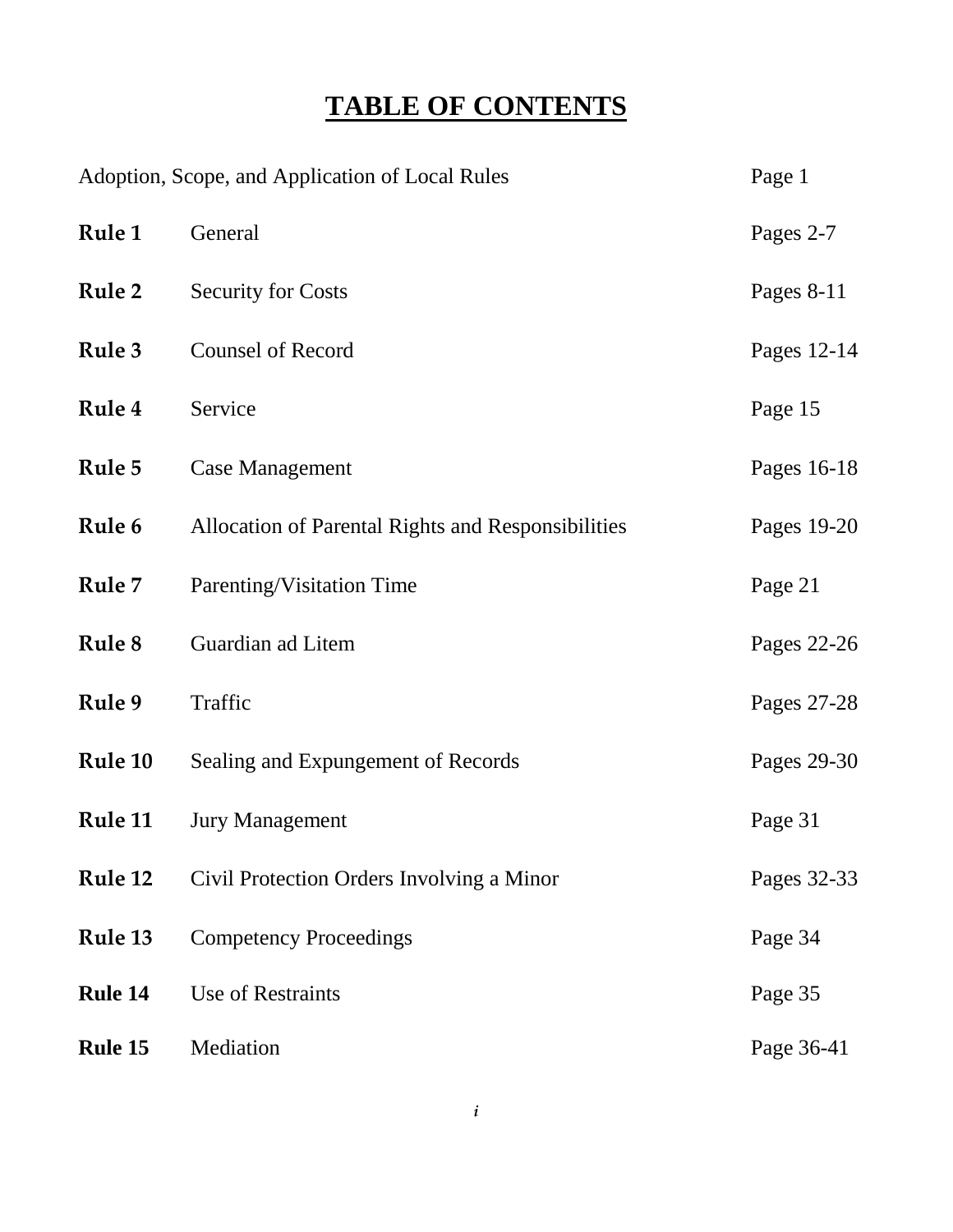# TABLE OF CONTENTS

| | | |
|---|---|---|
| Adoption, Scope, and Application of Local Rules | | Page 1 |
| **Rule 1** | General | Pages 2-7 |
| **Rule 2** | Security for Costs | Pages 8-11 |
| **Rule 3** | Counsel of Record | Pages 12-14 |
| **Rule 4** | Service | Page 15 |
| **Rule 5** | Case Management | Pages 16-18 |
| **Rule 6** | Allocation of Parental Rights and Responsibilities | Pages 19-20 |
| **Rule 7** | Parenting/Visitation Time | Page 21 |
| **Rule 8** | Guardian ad Litem | Pages 22-26 |
| **Rule 9** | Traffic | Pages 27-28 |
| **Rule 10** | Sealing and Expungement of Records | Pages 29-30 |
| **Rule 11** | Jury Management | Page 31 |
| **Rule 12** | Civil Protection Orders Involving a Minor | Pages 32-33 |
| **Rule 13** | Competency Proceedings | Page 34 |
| **Rule 14** | Use of Restraints | Page 35 |
| **Rule 15** | Mediation | Page 36-41 |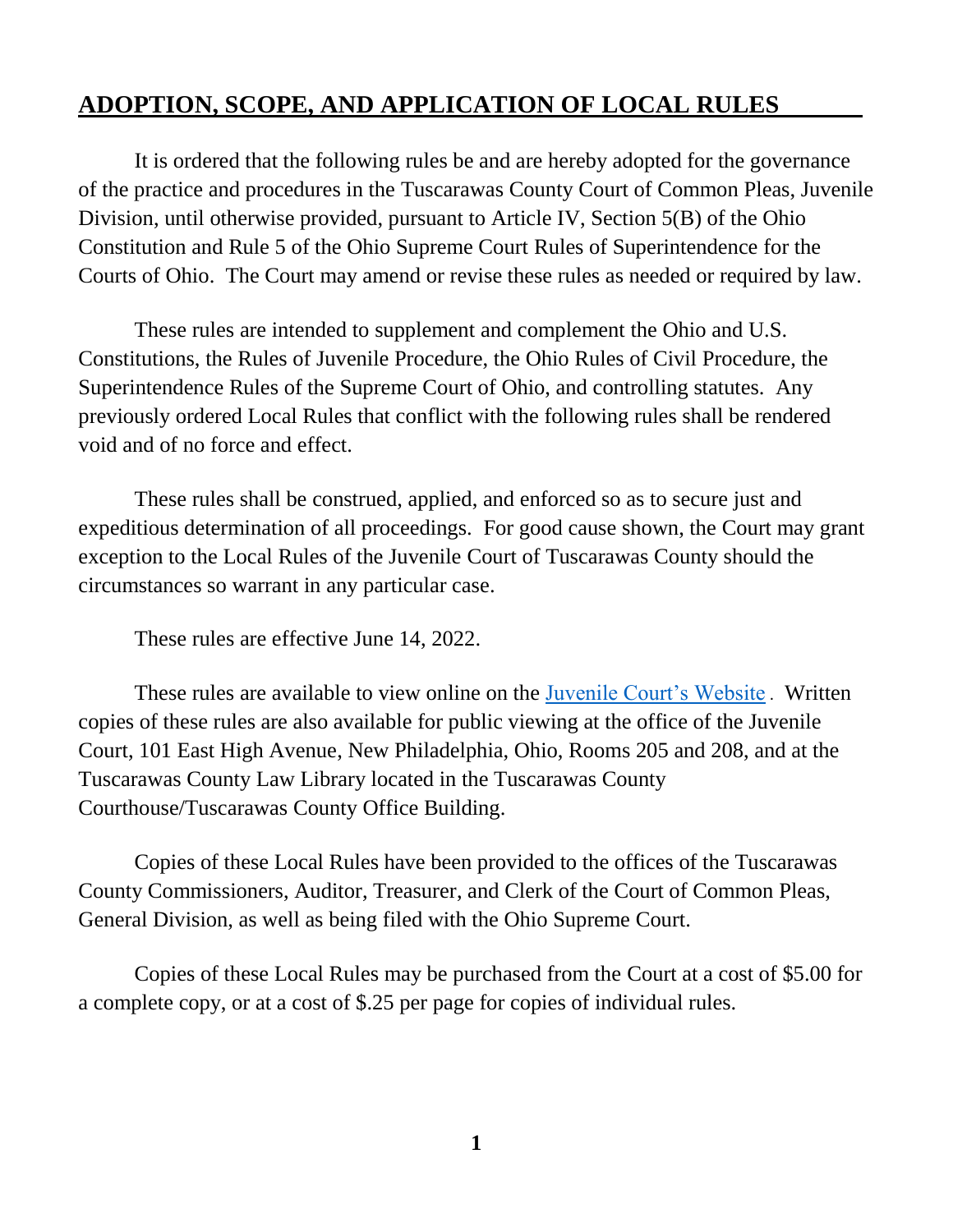# **ADOPTION, SCOPE, AND APPLICATION OF LOCAL RULES**

It is ordered that the following rules be and are hereby adopted for the governance of the practice and procedures in the Tuscarawas County Court of Common Pleas, Juvenile Division, until otherwise provided, pursuant to Article IV, Section 5(B) of the Ohio Constitution and Rule 5 of the Ohio Supreme Court Rules of Superintendence for the Courts of Ohio. The Court may amend or revise these rules as needed or required by law.

These rules are intended to supplement and complement the Ohio and U.S. Constitutions, the Rules of Juvenile Procedure, the Ohio Rules of Civil Procedure, the Superintendence Rules of the Supreme Court of Ohio, and controlling statutes. Any previously ordered Local Rules that conflict with the following rules shall be rendered void and of no force and effect.

These rules shall be construed, applied, and enforced so as to secure just and expeditious determination of all proceedings. For good cause shown, the Court may grant exception to the Local Rules of the Juvenile Court of Tuscarawas County should the circumstances so warrant in any particular case.

These rules are effective June 14, 2022.

These rules are available to view online on the Juvenile Court's Website. Written copies of these rules are also available for public viewing at the office of the Juvenile Court, 101 East High Avenue, New Philadelphia, Ohio, Rooms 205 and 208, and at the Tuscarawas County Law Library located in the Tuscarawas County Courthouse/Tuscarawas County Office Building.

Copies of these Local Rules have been provided to the offices of the Tuscarawas County Commissioners, Auditor, Treasurer, and Clerk of the Court of Common Pleas, General Division, as well as being filed with the Ohio Supreme Court.

Copies of these Local Rules may be purchased from the Court at a cost of $5.00 for a complete copy, or at a cost of $.25 per page for copies of individual rules.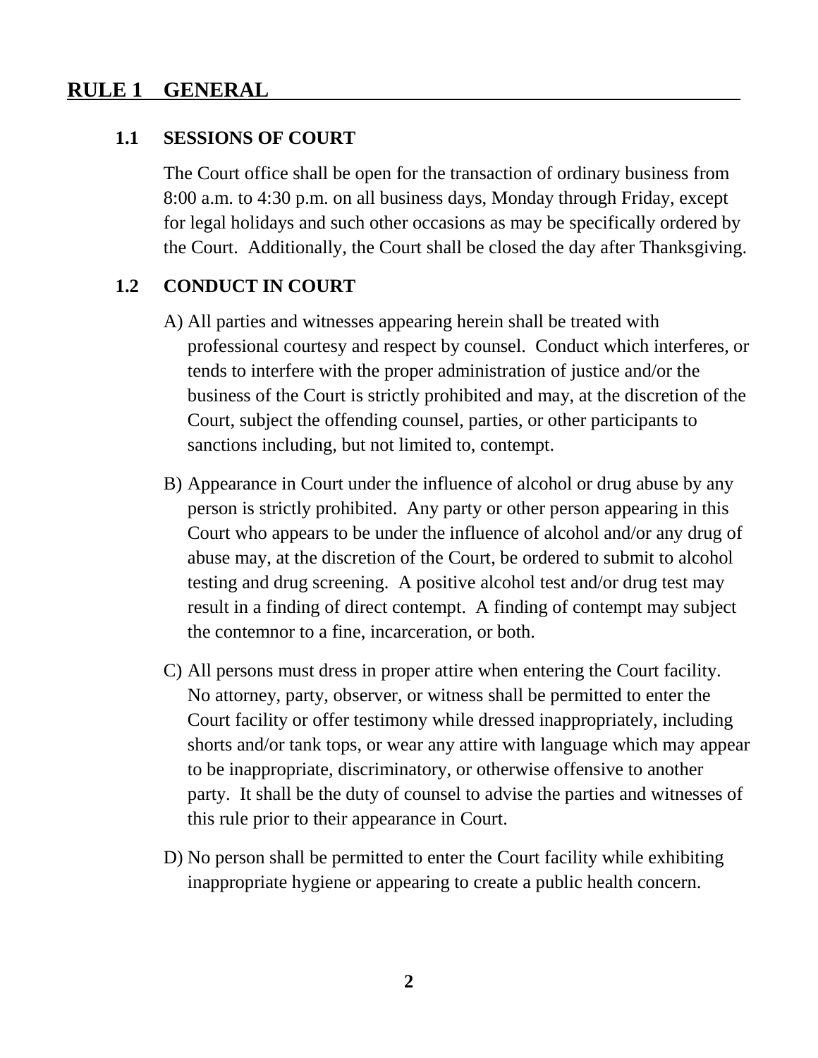# RULE 1 GENERAL

## 1.1 SESSIONS OF COURT

The Court office shall be open for the transaction of ordinary business from 8:00 a.m. to 4:30 p.m. on all business days, Monday through Friday, except for legal holidays and such other occasions as may be specifically ordered by the Court. Additionally, the Court shall be closed the day after Thanksgiving.

## 1.2 CONDUCT IN COURT

A) All parties and witnesses appearing herein shall be treated with professional courtesy and respect by counsel. Conduct which interferes, or tends to interfere with the proper administration of justice and/or the business of the Court is strictly prohibited and may, at the discretion of the Court, subject the offending counsel, parties, or other participants to sanctions including, but not limited to, contempt.

B) Appearance in Court under the influence of alcohol or drug abuse by any person is strictly prohibited. Any party or other person appearing in this Court who appears to be under the influence of alcohol and/or any drug of abuse may, at the discretion of the Court, be ordered to submit to alcohol testing and drug screening. A positive alcohol test and/or drug test may result in a finding of direct contempt. A finding of contempt may subject the contemnor to a fine, incarceration, or both.

C) All persons must dress in proper attire when entering the Court facility. No attorney, party, observer, or witness shall be permitted to enter the Court facility or offer testimony while dressed inappropriately, including shorts and/or tank tops, or wear any attire with language which may appear to be inappropriate, discriminatory, or otherwise offensive to another party. It shall be the duty of counsel to advise the parties and witnesses of this rule prior to their appearance in Court.

D) No person shall be permitted to enter the Court facility while exhibiting inappropriate hygiene or appearing to create a public health concern.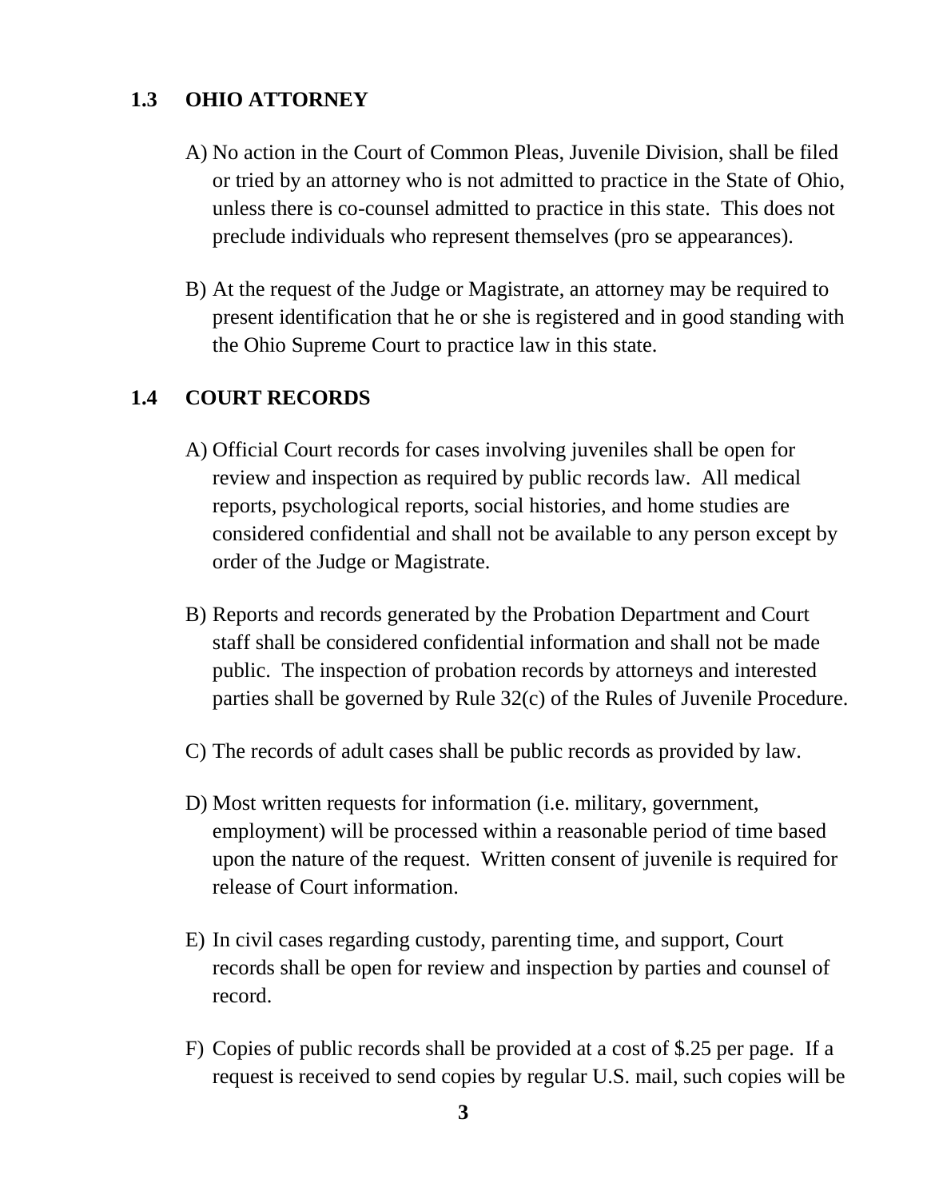## 1.3 OHIO ATTORNEY

A) No action in the Court of Common Pleas, Juvenile Division, shall be filed or tried by an attorney who is not admitted to practice in the State of Ohio, unless there is co-counsel admitted to practice in this state. This does not preclude individuals who represent themselves (pro se appearances).

B) At the request of the Judge or Magistrate, an attorney may be required to present identification that he or she is registered and in good standing with the Ohio Supreme Court to practice law in this state.

## 1.4 COURT RECORDS

A) Official Court records for cases involving juveniles shall be open for review and inspection as required by public records law. All medical reports, psychological reports, social histories, and home studies are considered confidential and shall not be available to any person except by order of the Judge or Magistrate.

B) Reports and records generated by the Probation Department and Court staff shall be considered confidential information and shall not be made public. The inspection of probation records by attorneys and interested parties shall be governed by Rule 32(c) of the Rules of Juvenile Procedure.

C) The records of adult cases shall be public records as provided by law.

D) Most written requests for information (i.e. military, government, employment) will be processed within a reasonable period of time based upon the nature of the request. Written consent of juvenile is required for release of Court information.

E) In civil cases regarding custody, parenting time, and support, Court records shall be open for review and inspection by parties and counsel of record.

F) Copies of public records shall be provided at a cost of $.25 per page. If a request is received to send copies by regular U.S. mail, such copies will be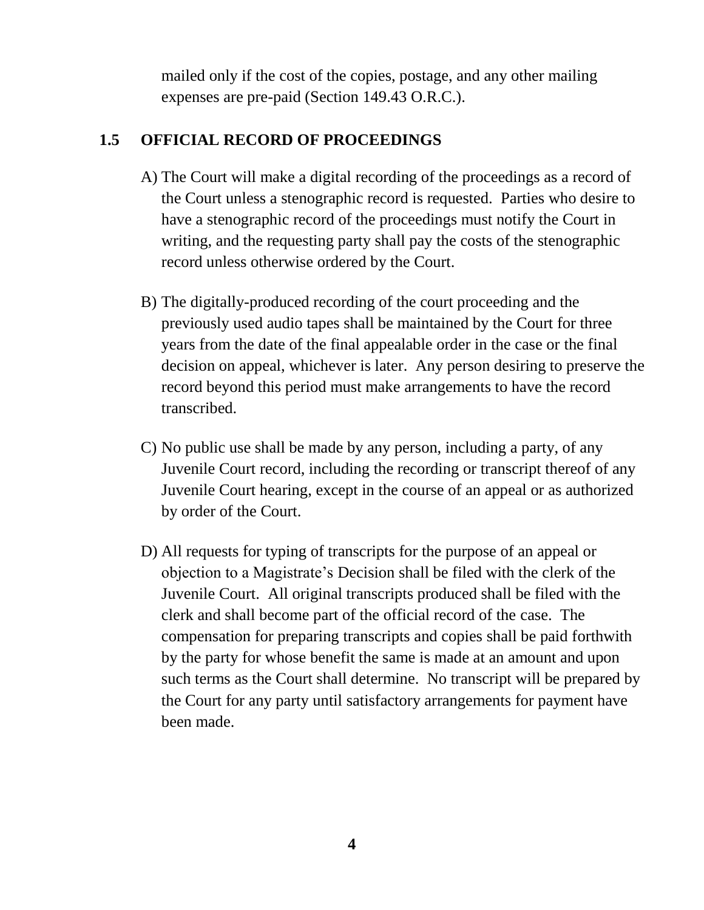mailed only if the cost of the copies, postage, and any other mailing expenses are pre-paid (Section 149.43 O.R.C.).

## 1.5 OFFICIAL RECORD OF PROCEEDINGS

A) The Court will make a digital recording of the proceedings as a record of the Court unless a stenographic record is requested. Parties who desire to have a stenographic record of the proceedings must notify the Court in writing, and the requesting party shall pay the costs of the stenographic record unless otherwise ordered by the Court.

B) The digitally-produced recording of the court proceeding and the previously used audio tapes shall be maintained by the Court for three years from the date of the final appealable order in the case or the final decision on appeal, whichever is later. Any person desiring to preserve the record beyond this period must make arrangements to have the record transcribed.

C) No public use shall be made by any person, including a party, of any Juvenile Court record, including the recording or transcript thereof of any Juvenile Court hearing, except in the course of an appeal or as authorized by order of the Court.

D) All requests for typing of transcripts for the purpose of an appeal or objection to a Magistrate's Decision shall be filed with the clerk of the Juvenile Court. All original transcripts produced shall be filed with the clerk and shall become part of the official record of the case. The compensation for preparing transcripts and copies shall be paid forthwith by the party for whose benefit the same is made at an amount and upon such terms as the Court shall determine. No transcript will be prepared by the Court for any party until satisfactory arrangements for payment have been made.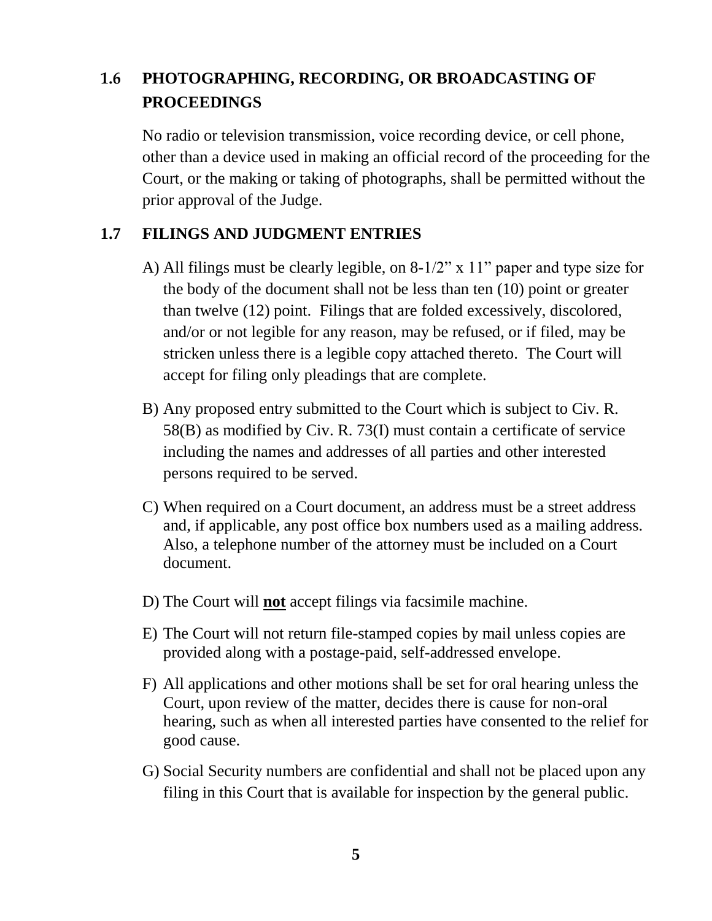## 1.6 PHOTOGRAPHING, RECORDING, OR BROADCASTING OF PROCEEDINGS

No radio or television transmission, voice recording device, or cell phone, other than a device used in making an official record of the proceeding for the Court, or the making or taking of photographs, shall be permitted without the prior approval of the Judge.

## 1.7 FILINGS AND JUDGMENT ENTRIES

A) All filings must be clearly legible, on 8-1/2" x 11" paper and type size for the body of the document shall not be less than ten (10) point or greater than twelve (12) point. Filings that are folded excessively, discolored, and/or or not legible for any reason, may be refused, or if filed, may be stricken unless there is a legible copy attached thereto. The Court will accept for filing only pleadings that are complete.

B) Any proposed entry submitted to the Court which is subject to Civ. R. 58(B) as modified by Civ. R. 73(I) must contain a certificate of service including the names and addresses of all parties and other interested persons required to be served.

C) When required on a Court document, an address must be a street address and, if applicable, any post office box numbers used as a mailing address. Also, a telephone number of the attorney must be included on a Court document.

D) The Court will **not** accept filings via facsimile machine.

E) The Court will not return file-stamped copies by mail unless copies are provided along with a postage-paid, self-addressed envelope.

F) All applications and other motions shall be set for oral hearing unless the Court, upon review of the matter, decides there is cause for non-oral hearing, such as when all interested parties have consented to the relief for good cause.

G) Social Security numbers are confidential and shall not be placed upon any filing in this Court that is available for inspection by the general public.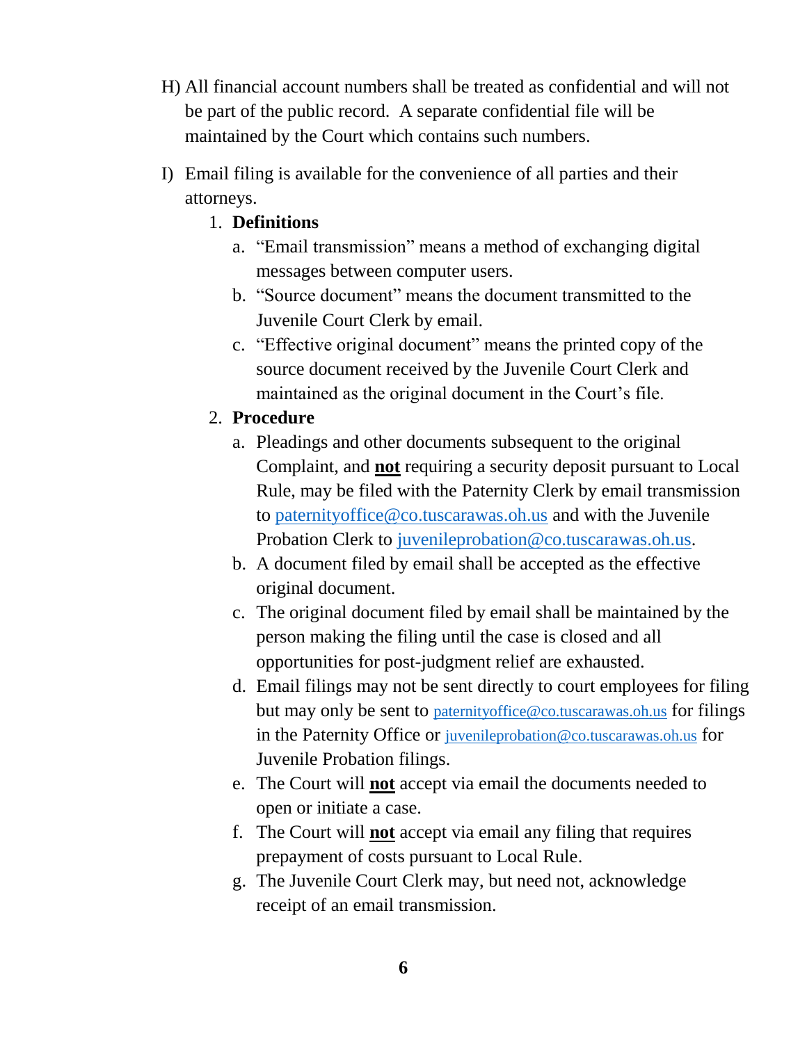H) All financial account numbers shall be treated as confidential and will not be part of the public record. A separate confidential file will be maintained by the Court which contains such numbers.

I) Email filing is available for the convenience of all parties and their attorneys.

1. **Definitions**
   a. "Email transmission" means a method of exchanging digital messages between computer users.
   b. "Source document" means the document transmitted to the Juvenile Court Clerk by email.
   c. "Effective original document" means the printed copy of the source document received by the Juvenile Court Clerk and maintained as the original document in the Court's file.

2. **Procedure**
   a. Pleadings and other documents subsequent to the original Complaint, and **not** requiring a security deposit pursuant to Local Rule, may be filed with the Paternity Clerk by email transmission to paternityoffice@co.tuscarawas.oh.us and with the Juvenile Probation Clerk to juvenileprobation@co.tuscarawas.oh.us.
   b. A document filed by email shall be accepted as the effective original document.
   c. The original document filed by email shall be maintained by the person making the filing until the case is closed and all opportunities for post-judgment relief are exhausted.
   d. Email filings may not be sent directly to court employees for filing but may only be sent to paternityoffice@co.tuscarawas.oh.us for filings in the Paternity Office or juvenileprobation@co.tuscarawas.oh.us for Juvenile Probation filings.
   e. The Court will **not** accept via email the documents needed to open or initiate a case.
   f. The Court will **not** accept via email any filing that requires prepayment of costs pursuant to Local Rule.
   g. The Juvenile Court Clerk may, but need not, acknowledge receipt of an email transmission.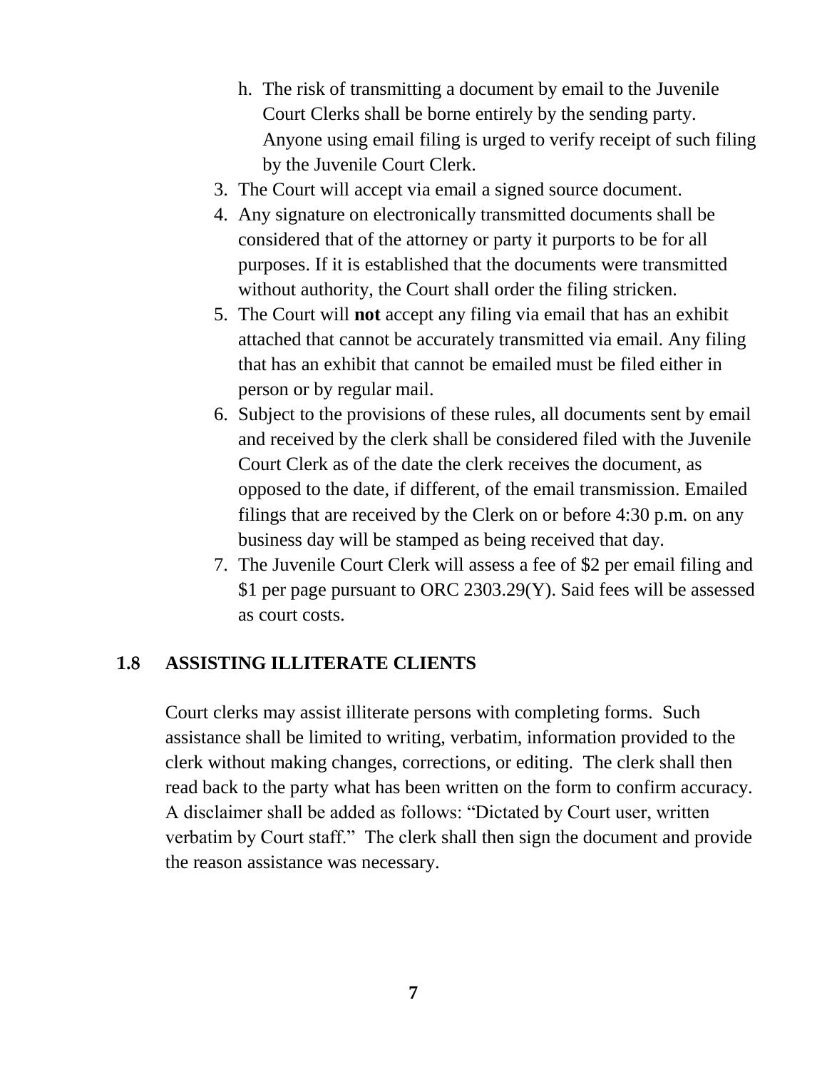h. The risk of transmitting a document by email to the Juvenile Court Clerks shall be borne entirely by the sending party. Anyone using email filing is urged to verify receipt of such filing by the Juvenile Court Clerk.

3. The Court will accept via email a signed source document.
4. Any signature on electronically transmitted documents shall be considered that of the attorney or party it purports to be for all purposes. If it is established that the documents were transmitted without authority, the Court shall order the filing stricken.
5. The Court will **not** accept any filing via email that has an exhibit attached that cannot be accurately transmitted via email. Any filing that has an exhibit that cannot be emailed must be filed either in person or by regular mail.
6. Subject to the provisions of these rules, all documents sent by email and received by the clerk shall be considered filed with the Juvenile Court Clerk as of the date the clerk receives the document, as opposed to the date, if different, of the email transmission. Emailed filings that are received by the Clerk on or before 4:30 p.m. on any business day will be stamped as being received that day.
7. The Juvenile Court Clerk will assess a fee of $2 per email filing and $1 per page pursuant to ORC 2303.29(Y). Said fees will be assessed as court costs.

## 1.8 ASSISTING ILLITERATE CLIENTS

Court clerks may assist illiterate persons with completing forms. Such assistance shall be limited to writing, verbatim, information provided to the clerk without making changes, corrections, or editing. The clerk shall then read back to the party what has been written on the form to confirm accuracy. A disclaimer shall be added as follows: "Dictated by Court user, written verbatim by Court staff." The clerk shall then sign the document and provide the reason assistance was necessary.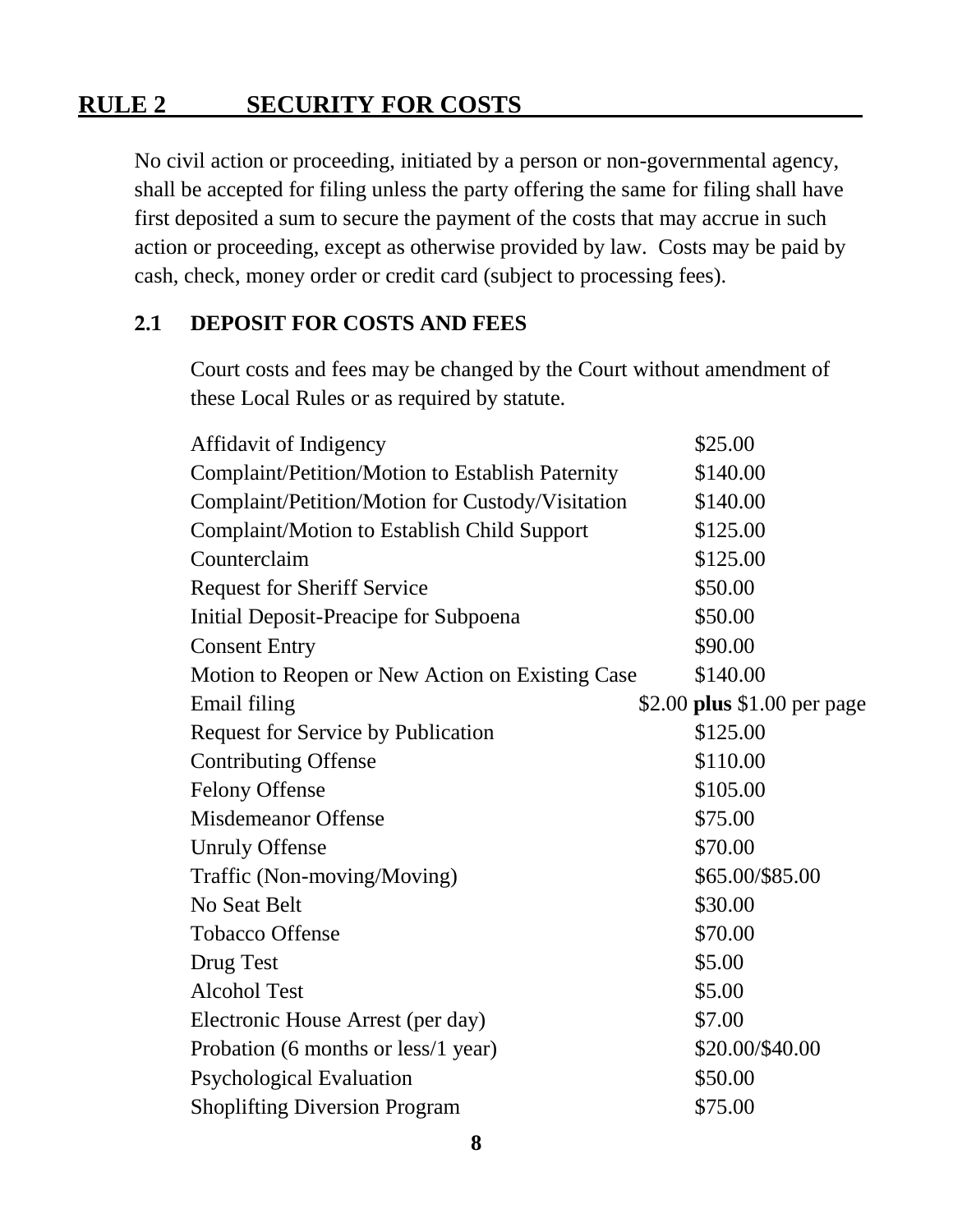## RULE 2 SECURITY FOR COSTS

No civil action or proceeding, initiated by a person or non-governmental agency, shall be accepted for filing unless the party offering the same for filing shall have first deposited a sum to secure the payment of the costs that may accrue in such action or proceeding, except as otherwise provided by law. Costs may be paid by cash, check, money order or credit card (subject to processing fees).

### 2.1 DEPOSIT FOR COSTS AND FEES

Court costs and fees may be changed by the Court without amendment of these Local Rules or as required by statute.

| | |
|---|---|
| Affidavit of Indigency | $25.00 |
| Complaint/Petition/Motion to Establish Paternity | $140.00 |
| Complaint/Petition/Motion for Custody/Visitation | $140.00 |
| Complaint/Motion to Establish Child Support | $125.00 |
| Counterclaim | $125.00 |
| Request for Sheriff Service | $50.00 |
| Initial Deposit-Preacipe for Subpoena | $50.00 |
| Consent Entry | $90.00 |
| Motion to Reopen or New Action on Existing Case | $140.00 |
| Email filing | $2.00 **plus** $1.00 per page |
| Request for Service by Publication | $125.00 |
| Contributing Offense | $110.00 |
| Felony Offense | $105.00 |
| Misdemeanor Offense | $75.00 |
| Unruly Offense | $70.00 |
| Traffic (Non-moving/Moving) | $65.00/$85.00 |
| No Seat Belt | $30.00 |
| Tobacco Offense | $70.00 |
| Drug Test | $5.00 |
| Alcohol Test | $5.00 |
| Electronic House Arrest (per day) | $7.00 |
| Probation (6 months or less/1 year) | $20.00/$40.00 |
| Psychological Evaluation | $50.00 |
| Shoplifting Diversion Program | $75.00 |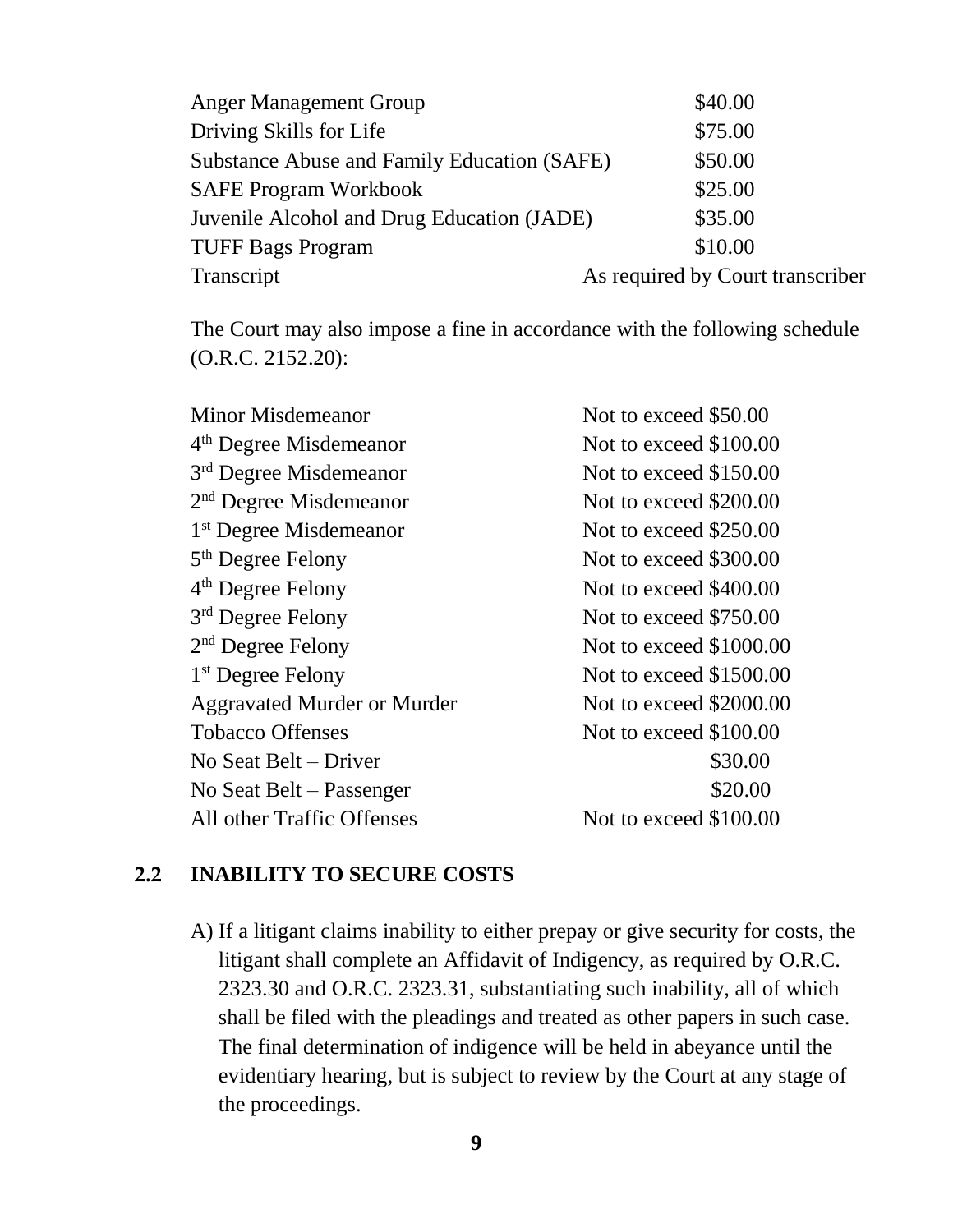| | |
|---|---|
| Anger Management Group | $40.00 |
| Driving Skills for Life | $75.00 |
| Substance Abuse and Family Education (SAFE) | $50.00 |
| SAFE Program Workbook | $25.00 |
| Juvenile Alcohol and Drug Education (JADE) | $35.00 |
| TUFF Bags Program | $10.00 |
| Transcript | As required by Court transcriber |

The Court may also impose a fine in accordance with the following schedule (O.R.C. 2152.20):

| | |
|---|---|
| Minor Misdemeanor | Not to exceed $50.00 |
| 4th Degree Misdemeanor | Not to exceed $100.00 |
| 3rd Degree Misdemeanor | Not to exceed $150.00 |
| 2nd Degree Misdemeanor | Not to exceed $200.00 |
| 1st Degree Misdemeanor | Not to exceed $250.00 |
| 5th Degree Felony | Not to exceed $300.00 |
| 4th Degree Felony | Not to exceed $400.00 |
| 3rd Degree Felony | Not to exceed $750.00 |
| 2nd Degree Felony | Not to exceed $1000.00 |
| 1st Degree Felony | Not to exceed $1500.00 |
| Aggravated Murder or Murder | Not to exceed $2000.00 |
| Tobacco Offenses | Not to exceed $100.00 |
| No Seat Belt – Driver | $30.00 |
| No Seat Belt – Passenger | $20.00 |
| All other Traffic Offenses | Not to exceed $100.00 |

## 2.2 INABILITY TO SECURE COSTS

A) If a litigant claims inability to either prepay or give security for costs, the litigant shall complete an Affidavit of Indigency, as required by O.R.C. 2323.30 and O.R.C. 2323.31, substantiating such inability, all of which shall be filed with the pleadings and treated as other papers in such case. The final determination of indigence will be held in abeyance until the evidentiary hearing, but is subject to review by the Court at any stage of the proceedings.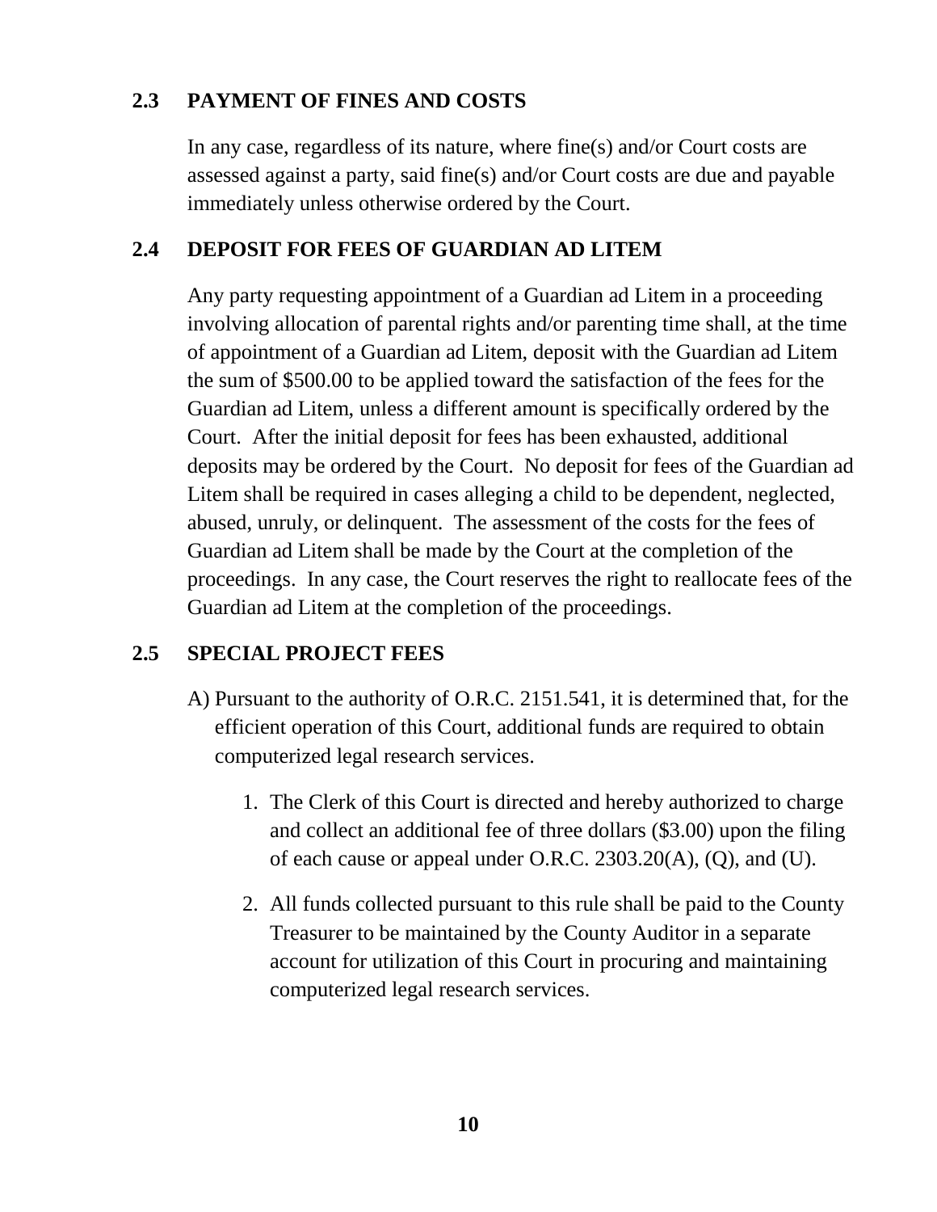## 2.3 PAYMENT OF FINES AND COSTS

In any case, regardless of its nature, where fine(s) and/or Court costs are assessed against a party, said fine(s) and/or Court costs are due and payable immediately unless otherwise ordered by the Court.

## 2.4 DEPOSIT FOR FEES OF GUARDIAN AD LITEM

Any party requesting appointment of a Guardian ad Litem in a proceeding involving allocation of parental rights and/or parenting time shall, at the time of appointment of a Guardian ad Litem, deposit with the Guardian ad Litem the sum of $500.00 to be applied toward the satisfaction of the fees for the Guardian ad Litem, unless a different amount is specifically ordered by the Court. After the initial deposit for fees has been exhausted, additional deposits may be ordered by the Court. No deposit for fees of the Guardian ad Litem shall be required in cases alleging a child to be dependent, neglected, abused, unruly, or delinquent. The assessment of the costs for the fees of Guardian ad Litem shall be made by the Court at the completion of the proceedings. In any case, the Court reserves the right to reallocate fees of the Guardian ad Litem at the completion of the proceedings.

## 2.5 SPECIAL PROJECT FEES

A) Pursuant to the authority of O.R.C. 2151.541, it is determined that, for the efficient operation of this Court, additional funds are required to obtain computerized legal research services.

   1. The Clerk of this Court is directed and hereby authorized to charge and collect an additional fee of three dollars ($3.00) upon the filing of each cause or appeal under O.R.C. 2303.20(A), (Q), and (U).

   2. All funds collected pursuant to this rule shall be paid to the County Treasurer to be maintained by the County Auditor in a separate account for utilization of this Court in procuring and maintaining computerized legal research services.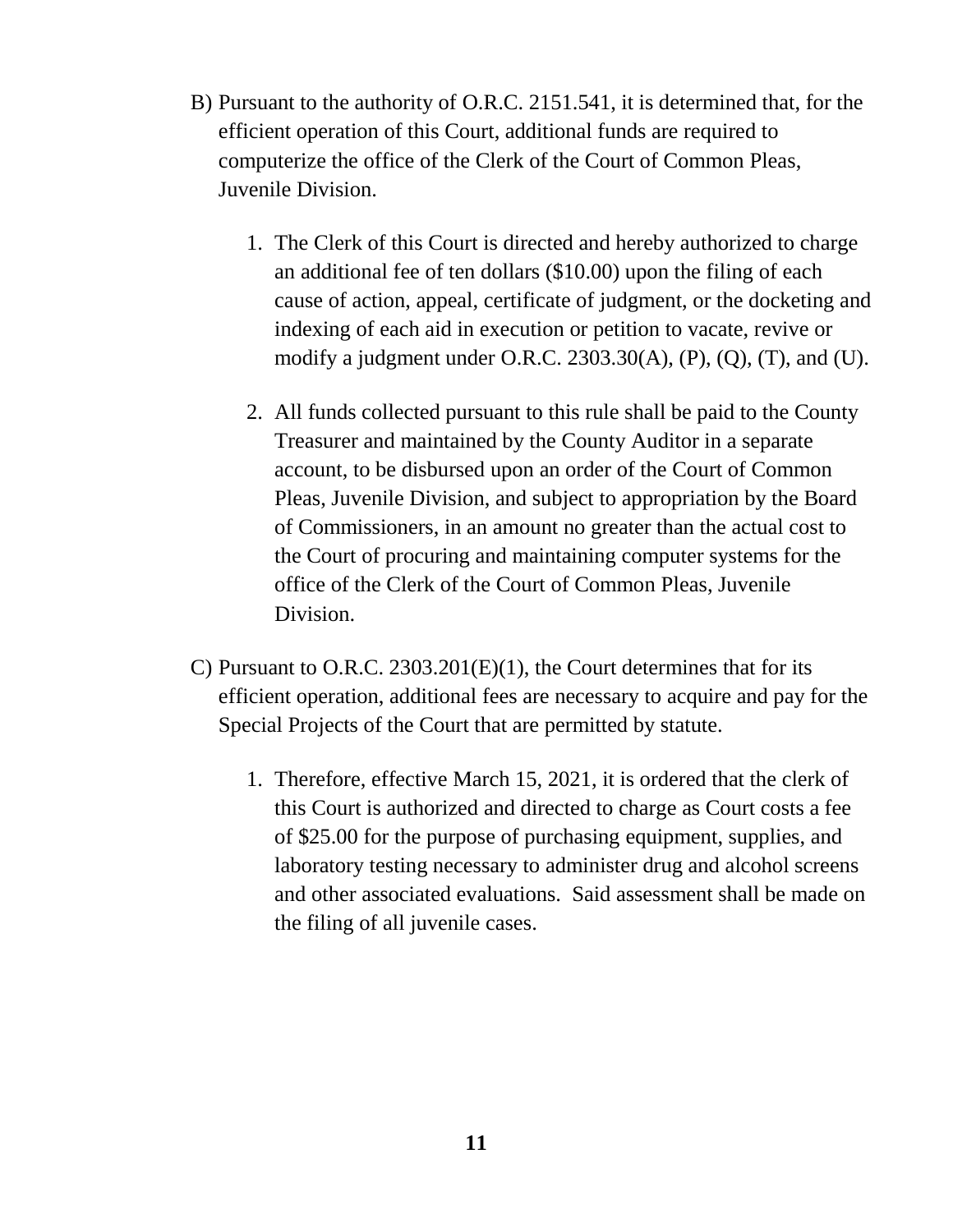B) Pursuant to the authority of O.R.C. 2151.541, it is determined that, for the efficient operation of this Court, additional funds are required to computerize the office of the Clerk of the Court of Common Pleas, Juvenile Division.

   1. The Clerk of this Court is directed and hereby authorized to charge an additional fee of ten dollars ($10.00) upon the filing of each cause of action, appeal, certificate of judgment, or the docketing and indexing of each aid in execution or petition to vacate, revive or modify a judgment under O.R.C. 2303.30(A), (P), (Q), (T), and (U).

   2. All funds collected pursuant to this rule shall be paid to the County Treasurer and maintained by the County Auditor in a separate account, to be disbursed upon an order of the Court of Common Pleas, Juvenile Division, and subject to appropriation by the Board of Commissioners, in an amount no greater than the actual cost to the Court of procuring and maintaining computer systems for the office of the Clerk of the Court of Common Pleas, Juvenile Division.

C) Pursuant to O.R.C. 2303.201(E)(1), the Court determines that for its efficient operation, additional fees are necessary to acquire and pay for the Special Projects of the Court that are permitted by statute.

   1. Therefore, effective March 15, 2021, it is ordered that the clerk of this Court is authorized and directed to charge as Court costs a fee of $25.00 for the purpose of purchasing equipment, supplies, and laboratory testing necessary to administer drug and alcohol screens and other associated evaluations. Said assessment shall be made on the filing of all juvenile cases.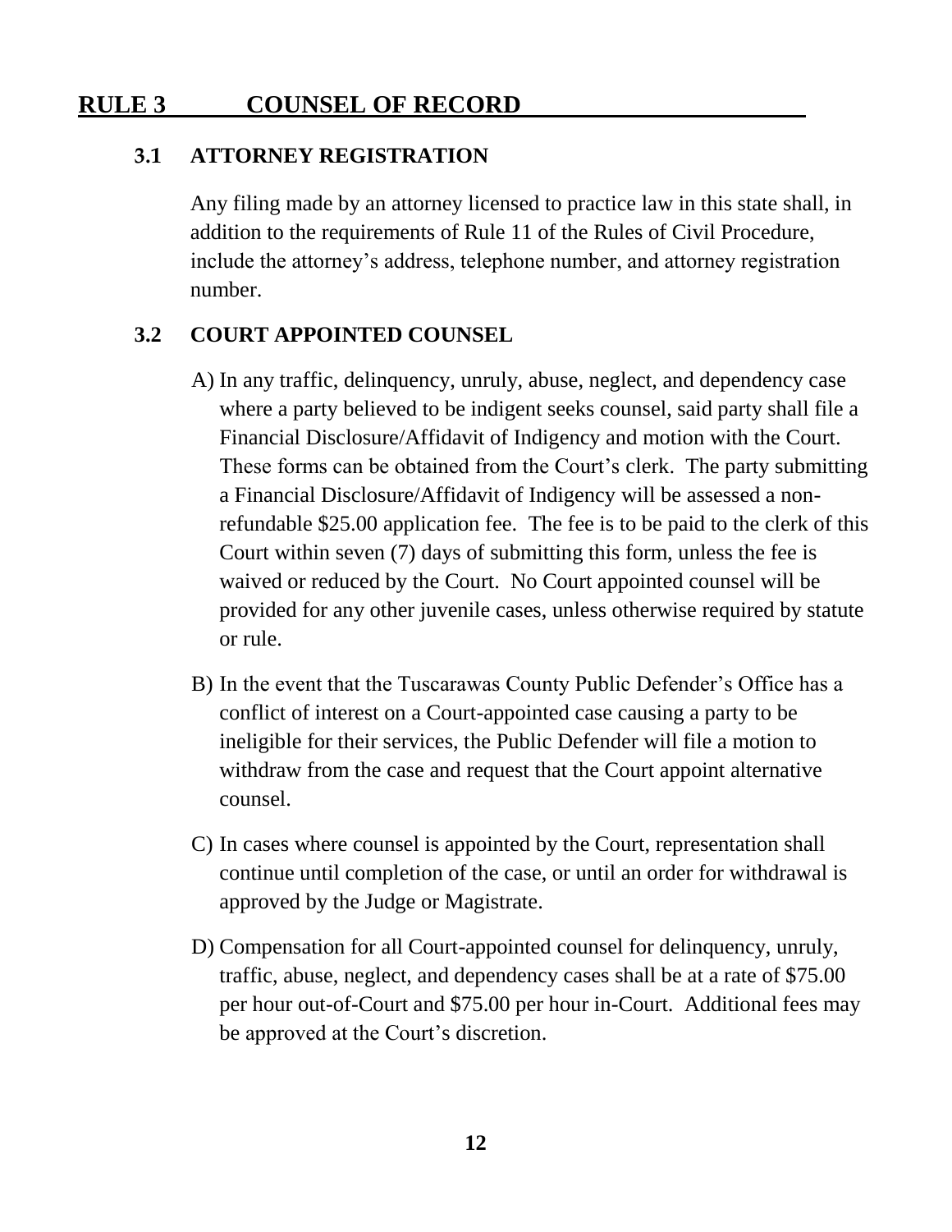## RULE 3 COUNSEL OF RECORD

### 3.1 ATTORNEY REGISTRATION

Any filing made by an attorney licensed to practice law in this state shall, in addition to the requirements of Rule 11 of the Rules of Civil Procedure, include the attorney's address, telephone number, and attorney registration number.

### 3.2 COURT APPOINTED COUNSEL

A) In any traffic, delinquency, unruly, abuse, neglect, and dependency case where a party believed to be indigent seeks counsel, said party shall file a Financial Disclosure/Affidavit of Indigency and motion with the Court. These forms can be obtained from the Court's clerk. The party submitting a Financial Disclosure/Affidavit of Indigency will be assessed a non-refundable $25.00 application fee. The fee is to be paid to the clerk of this Court within seven (7) days of submitting this form, unless the fee is waived or reduced by the Court. No Court appointed counsel will be provided for any other juvenile cases, unless otherwise required by statute or rule.

B) In the event that the Tuscarawas County Public Defender's Office has a conflict of interest on a Court-appointed case causing a party to be ineligible for their services, the Public Defender will file a motion to withdraw from the case and request that the Court appoint alternative counsel.

C) In cases where counsel is appointed by the Court, representation shall continue until completion of the case, or until an order for withdrawal is approved by the Judge or Magistrate.

D) Compensation for all Court-appointed counsel for delinquency, unruly, traffic, abuse, neglect, and dependency cases shall be at a rate of $75.00 per hour out-of-Court and $75.00 per hour in-Court. Additional fees may be approved at the Court's discretion.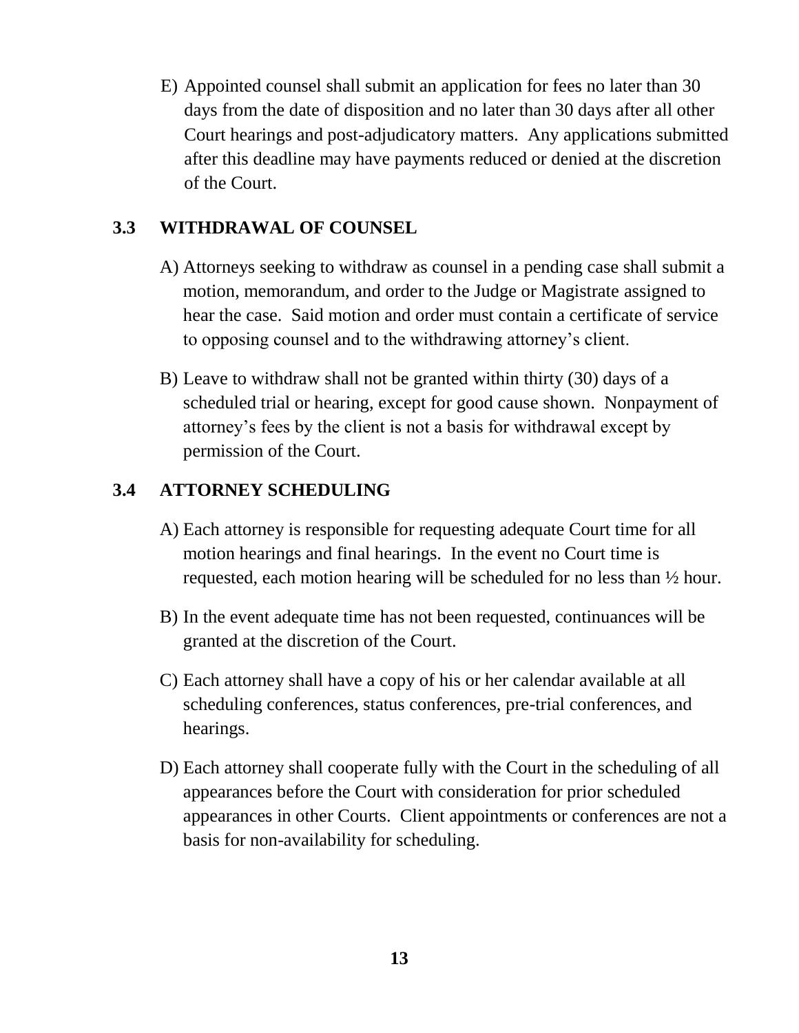E) Appointed counsel shall submit an application for fees no later than 30 days from the date of disposition and no later than 30 days after all other Court hearings and post-adjudicatory matters. Any applications submitted after this deadline may have payments reduced or denied at the discretion of the Court.

## 3.3 WITHDRAWAL OF COUNSEL

A) Attorneys seeking to withdraw as counsel in a pending case shall submit a motion, memorandum, and order to the Judge or Magistrate assigned to hear the case. Said motion and order must contain a certificate of service to opposing counsel and to the withdrawing attorney's client.

B) Leave to withdraw shall not be granted within thirty (30) days of a scheduled trial or hearing, except for good cause shown. Nonpayment of attorney's fees by the client is not a basis for withdrawal except by permission of the Court.

## 3.4 ATTORNEY SCHEDULING

A) Each attorney is responsible for requesting adequate Court time for all motion hearings and final hearings. In the event no Court time is requested, each motion hearing will be scheduled for no less than ½ hour.

B) In the event adequate time has not been requested, continuances will be granted at the discretion of the Court.

C) Each attorney shall have a copy of his or her calendar available at all scheduling conferences, status conferences, pre-trial conferences, and hearings.

D) Each attorney shall cooperate fully with the Court in the scheduling of all appearances before the Court with consideration for prior scheduled appearances in other Courts. Client appointments or conferences are not a basis for non-availability for scheduling.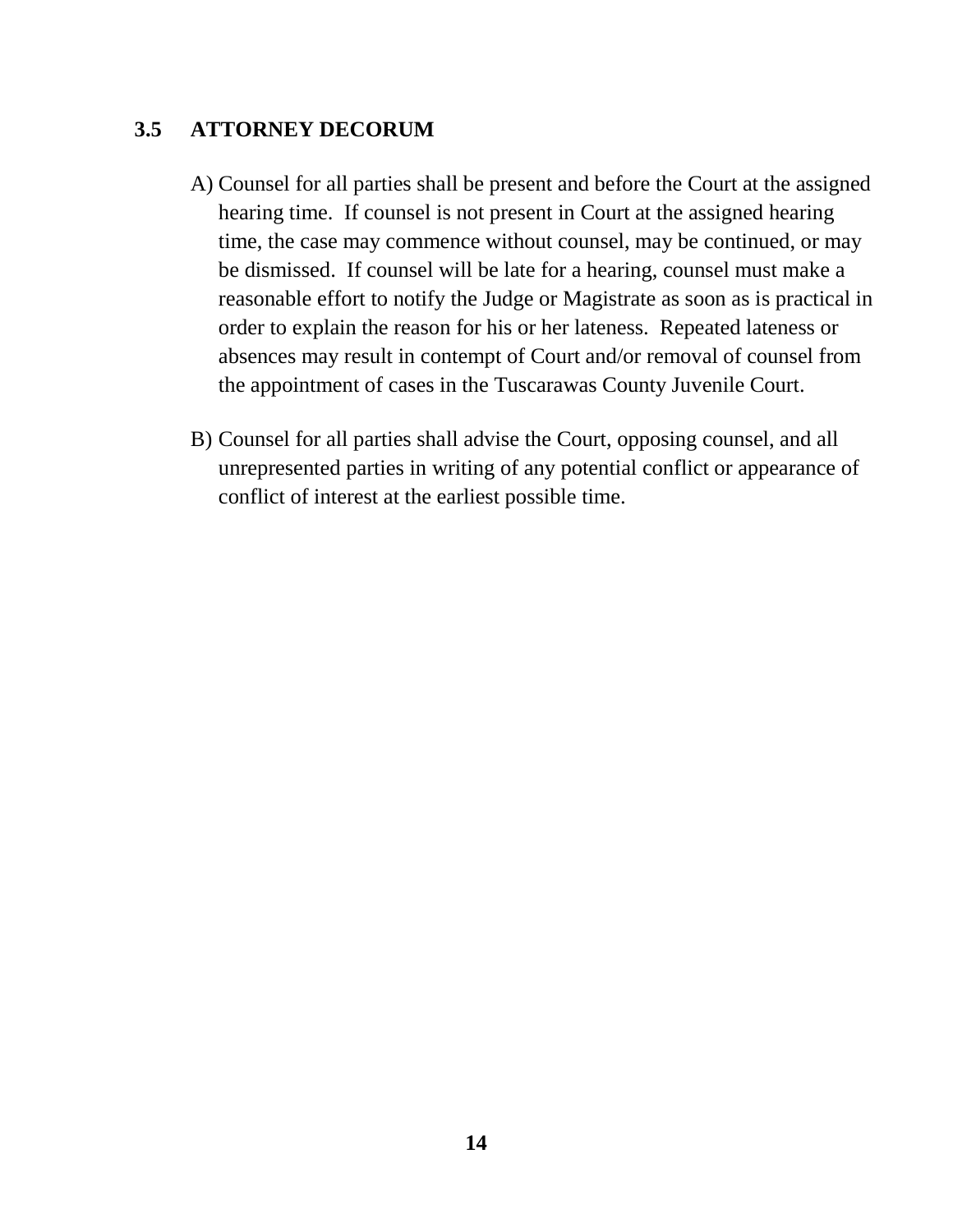## 3.5 ATTORNEY DECORUM

A) Counsel for all parties shall be present and before the Court at the assigned hearing time. If counsel is not present in Court at the assigned hearing time, the case may commence without counsel, may be continued, or may be dismissed. If counsel will be late for a hearing, counsel must make a reasonable effort to notify the Judge or Magistrate as soon as is practical in order to explain the reason for his or her lateness. Repeated lateness or absences may result in contempt of Court and/or removal of counsel from the appointment of cases in the Tuscarawas County Juvenile Court.

B) Counsel for all parties shall advise the Court, opposing counsel, and all unrepresented parties in writing of any potential conflict or appearance of conflict of interest at the earliest possible time.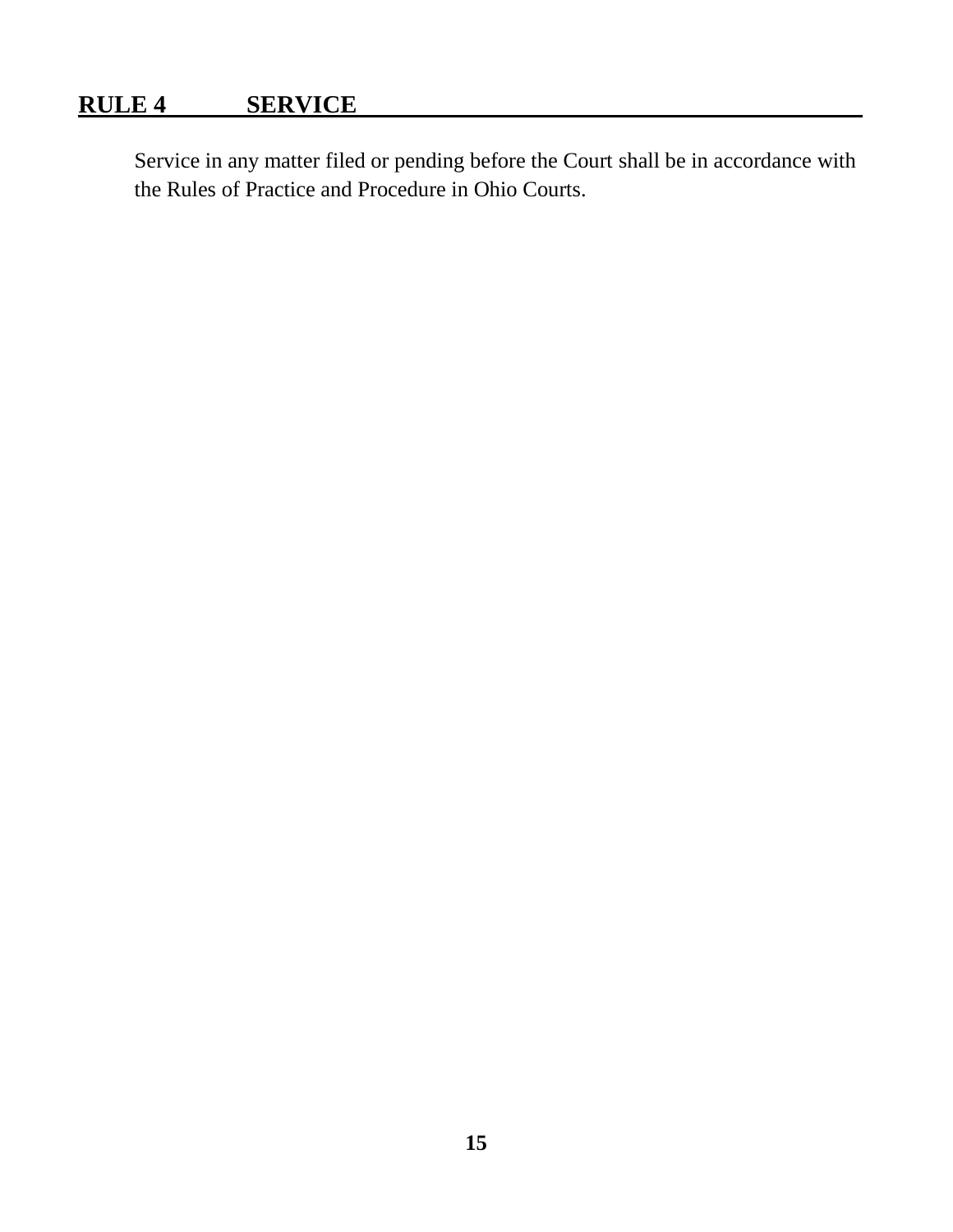## RULE 4 SERVICE

Service in any matter filed or pending before the Court shall be in accordance with the Rules of Practice and Procedure in Ohio Courts.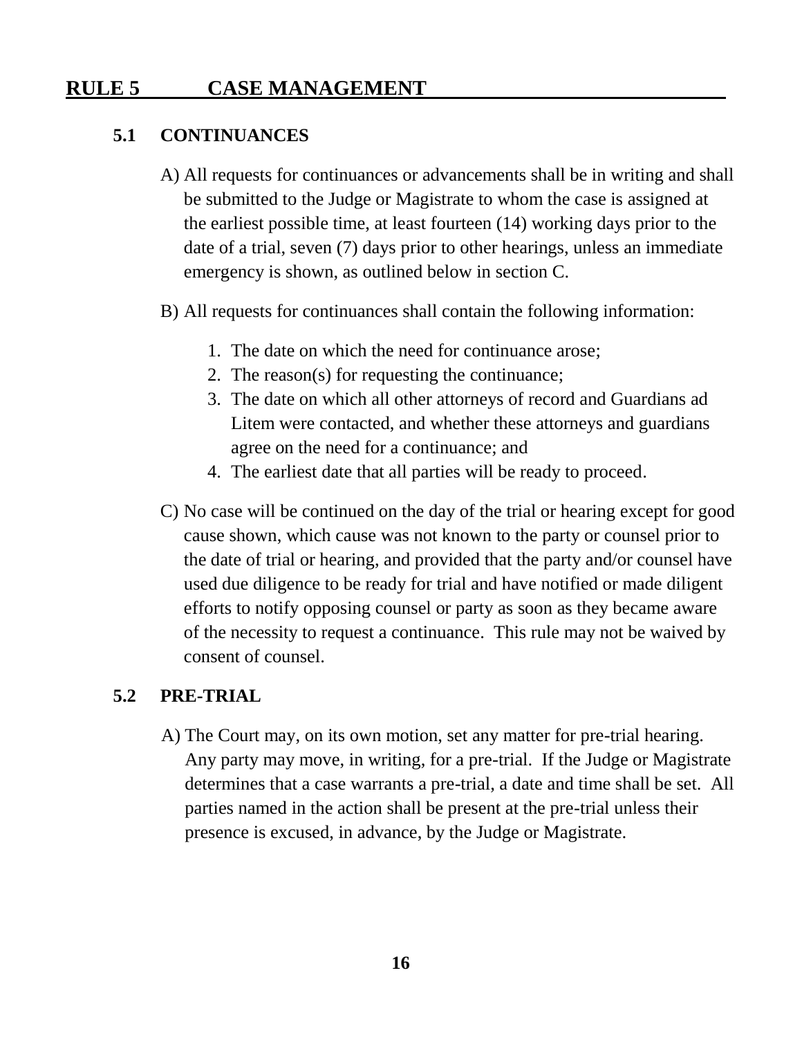# RULE 5 CASE MANAGEMENT

## 5.1 CONTINUANCES

A) All requests for continuances or advancements shall be in writing and shall be submitted to the Judge or Magistrate to whom the case is assigned at the earliest possible time, at least fourteen (14) working days prior to the date of a trial, seven (7) days prior to other hearings, unless an immediate emergency is shown, as outlined below in section C.

B) All requests for continuances shall contain the following information:

1. The date on which the need for continuance arose;
2. The reason(s) for requesting the continuance;
3. The date on which all other attorneys of record and Guardians ad Litem were contacted, and whether these attorneys and guardians agree on the need for a continuance; and
4. The earliest date that all parties will be ready to proceed.

C) No case will be continued on the day of the trial or hearing except for good cause shown, which cause was not known to the party or counsel prior to the date of trial or hearing, and provided that the party and/or counsel have used due diligence to be ready for trial and have notified or made diligent efforts to notify opposing counsel or party as soon as they became aware of the necessity to request a continuance. This rule may not be waived by consent of counsel.

## 5.2 PRE-TRIAL

A) The Court may, on its own motion, set any matter for pre-trial hearing. Any party may move, in writing, for a pre-trial. If the Judge or Magistrate determines that a case warrants a pre-trial, a date and time shall be set. All parties named in the action shall be present at the pre-trial unless their presence is excused, in advance, by the Judge or Magistrate.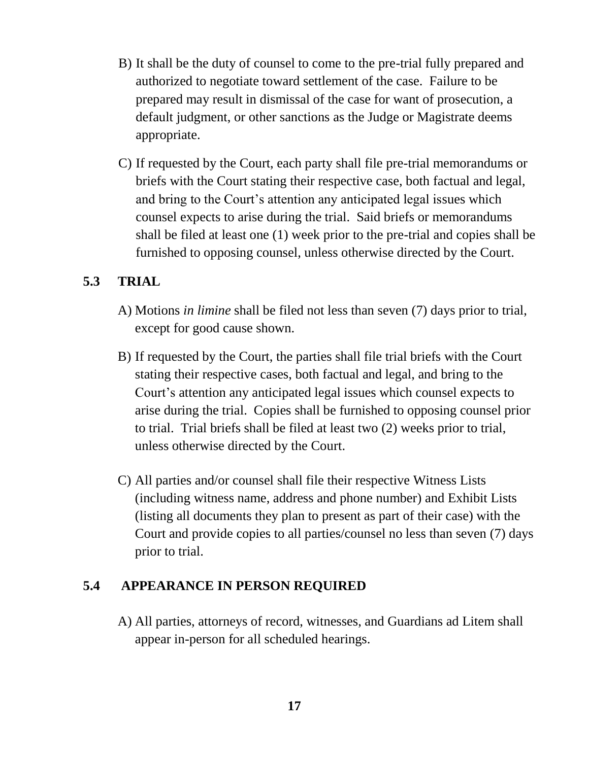B) It shall be the duty of counsel to come to the pre-trial fully prepared and authorized to negotiate toward settlement of the case. Failure to be prepared may result in dismissal of the case for want of prosecution, a default judgment, or other sanctions as the Judge or Magistrate deems appropriate.

C) If requested by the Court, each party shall file pre-trial memorandums or briefs with the Court stating their respective case, both factual and legal, and bring to the Court's attention any anticipated legal issues which counsel expects to arise during the trial. Said briefs or memorandums shall be filed at least one (1) week prior to the pre-trial and copies shall be furnished to opposing counsel, unless otherwise directed by the Court.

## 5.3 TRIAL

A) Motions *in limine* shall be filed not less than seven (7) days prior to trial, except for good cause shown.

B) If requested by the Court, the parties shall file trial briefs with the Court stating their respective cases, both factual and legal, and bring to the Court's attention any anticipated legal issues which counsel expects to arise during the trial. Copies shall be furnished to opposing counsel prior to trial. Trial briefs shall be filed at least two (2) weeks prior to trial, unless otherwise directed by the Court.

C) All parties and/or counsel shall file their respective Witness Lists (including witness name, address and phone number) and Exhibit Lists (listing all documents they plan to present as part of their case) with the Court and provide copies to all parties/counsel no less than seven (7) days prior to trial.

## 5.4 APPEARANCE IN PERSON REQUIRED

A) All parties, attorneys of record, witnesses, and Guardians ad Litem shall appear in-person for all scheduled hearings.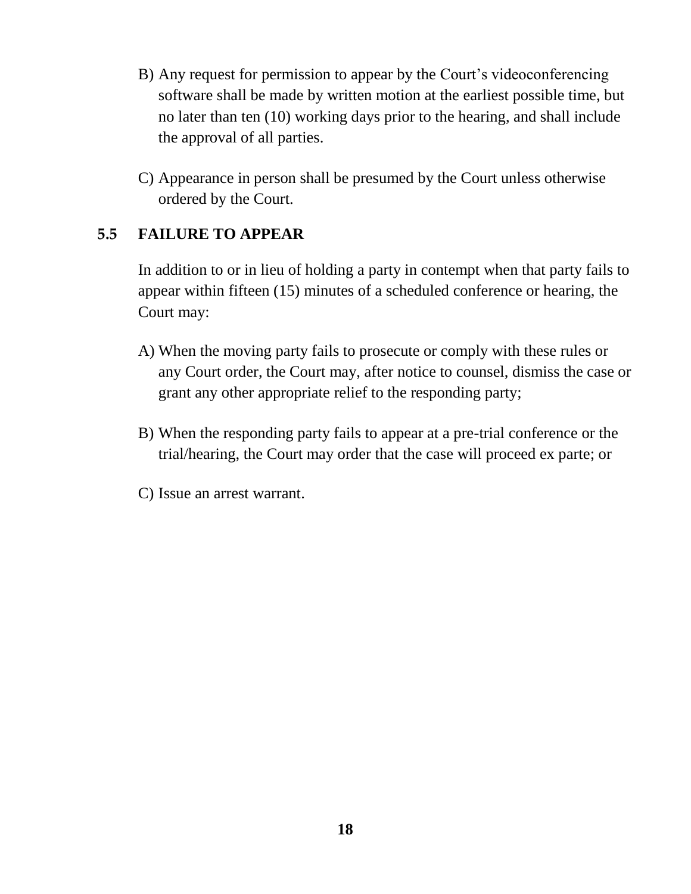B) Any request for permission to appear by the Court's videoconferencing software shall be made by written motion at the earliest possible time, but no later than ten (10) working days prior to the hearing, and shall include the approval of all parties.

C) Appearance in person shall be presumed by the Court unless otherwise ordered by the Court.

## 5.5 FAILURE TO APPEAR

In addition to or in lieu of holding a party in contempt when that party fails to appear within fifteen (15) minutes of a scheduled conference or hearing, the Court may:

A) When the moving party fails to prosecute or comply with these rules or any Court order, the Court may, after notice to counsel, dismiss the case or grant any other appropriate relief to the responding party;

B) When the responding party fails to appear at a pre-trial conference or the trial/hearing, the Court may order that the case will proceed ex parte; or

C) Issue an arrest warrant.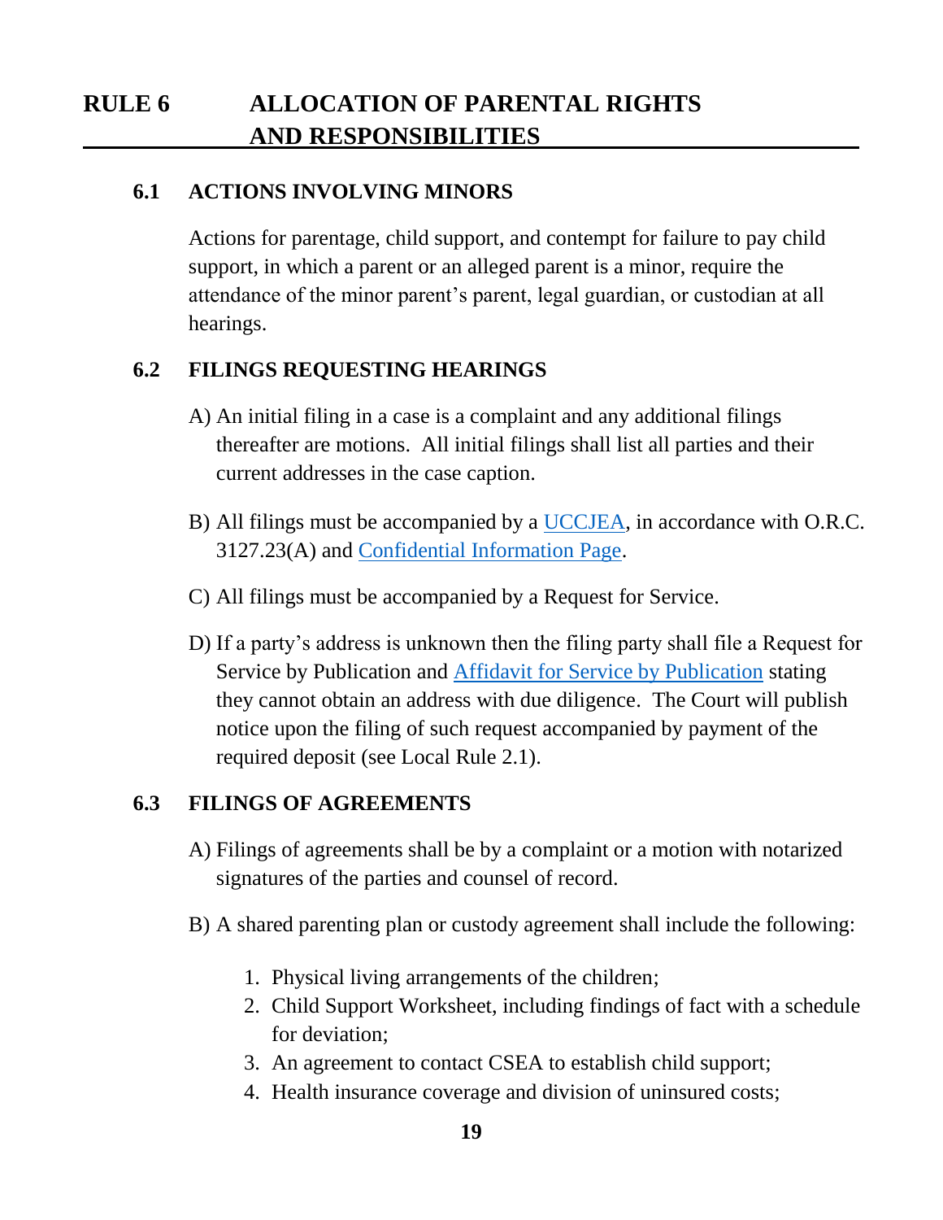# RULE 6 ALLOCATION OF PARENTAL RIGHTS AND RESPONSIBILITIES

## 6.1 ACTIONS INVOLVING MINORS

Actions for parentage, child support, and contempt for failure to pay child support, in which a parent or an alleged parent is a minor, require the attendance of the minor parent's parent, legal guardian, or custodian at all hearings.

## 6.2 FILINGS REQUESTING HEARINGS

A) An initial filing in a case is a complaint and any additional filings thereafter are motions. All initial filings shall list all parties and their current addresses in the case caption.

B) All filings must be accompanied by a UCCJEA, in accordance with O.R.C. 3127.23(A) and Confidential Information Page.

C) All filings must be accompanied by a Request for Service.

D) If a party's address is unknown then the filing party shall file a Request for Service by Publication and Affidavit for Service by Publication stating they cannot obtain an address with due diligence. The Court will publish notice upon the filing of such request accompanied by payment of the required deposit (see Local Rule 2.1).

## 6.3 FILINGS OF AGREEMENTS

A) Filings of agreements shall be by a complaint or a motion with notarized signatures of the parties and counsel of record.

B) A shared parenting plan or custody agreement shall include the following:

1. Physical living arrangements of the children;
2. Child Support Worksheet, including findings of fact with a schedule for deviation;
3. An agreement to contact CSEA to establish child support;
4. Health insurance coverage and division of uninsured costs;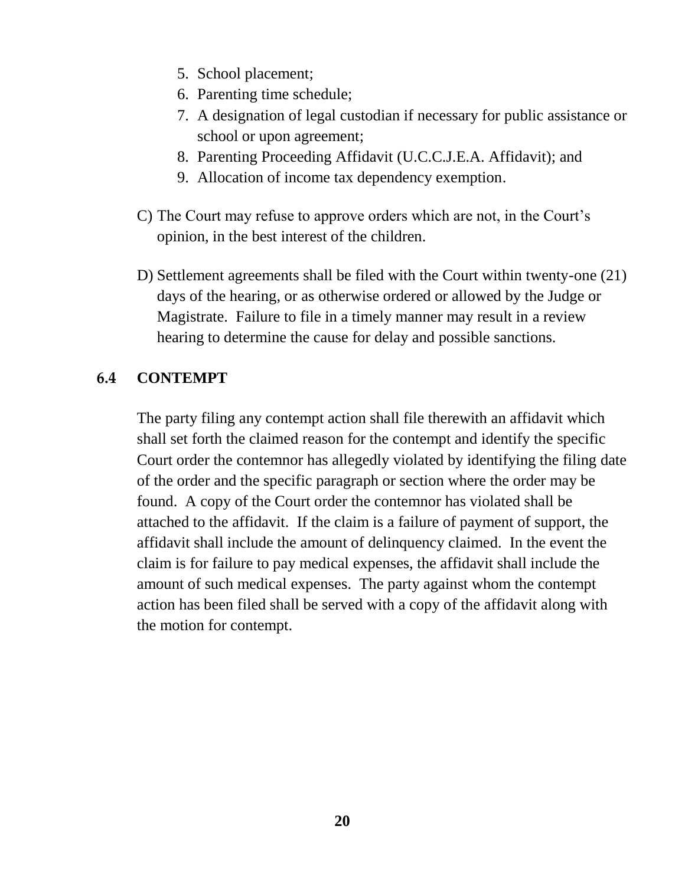5. School placement;
6. Parenting time schedule;
7. A designation of legal custodian if necessary for public assistance or school or upon agreement;
8. Parenting Proceeding Affidavit (U.C.C.J.E.A. Affidavit); and
9. Allocation of income tax dependency exemption.

C) The Court may refuse to approve orders which are not, in the Court's opinion, in the best interest of the children.

D) Settlement agreements shall be filed with the Court within twenty-one (21) days of the hearing, or as otherwise ordered or allowed by the Judge or Magistrate. Failure to file in a timely manner may result in a review hearing to determine the cause for delay and possible sanctions.

## 6.4 CONTEMPT

The party filing any contempt action shall file therewith an affidavit which shall set forth the claimed reason for the contempt and identify the specific Court order the contemnor has allegedly violated by identifying the filing date of the order and the specific paragraph or section where the order may be found. A copy of the Court order the contemnor has violated shall be attached to the affidavit. If the claim is a failure of payment of support, the affidavit shall include the amount of delinquency claimed. In the event the claim is for failure to pay medical expenses, the affidavit shall include the amount of such medical expenses. The party against whom the contempt action has been filed shall be served with a copy of the affidavit along with the motion for contempt.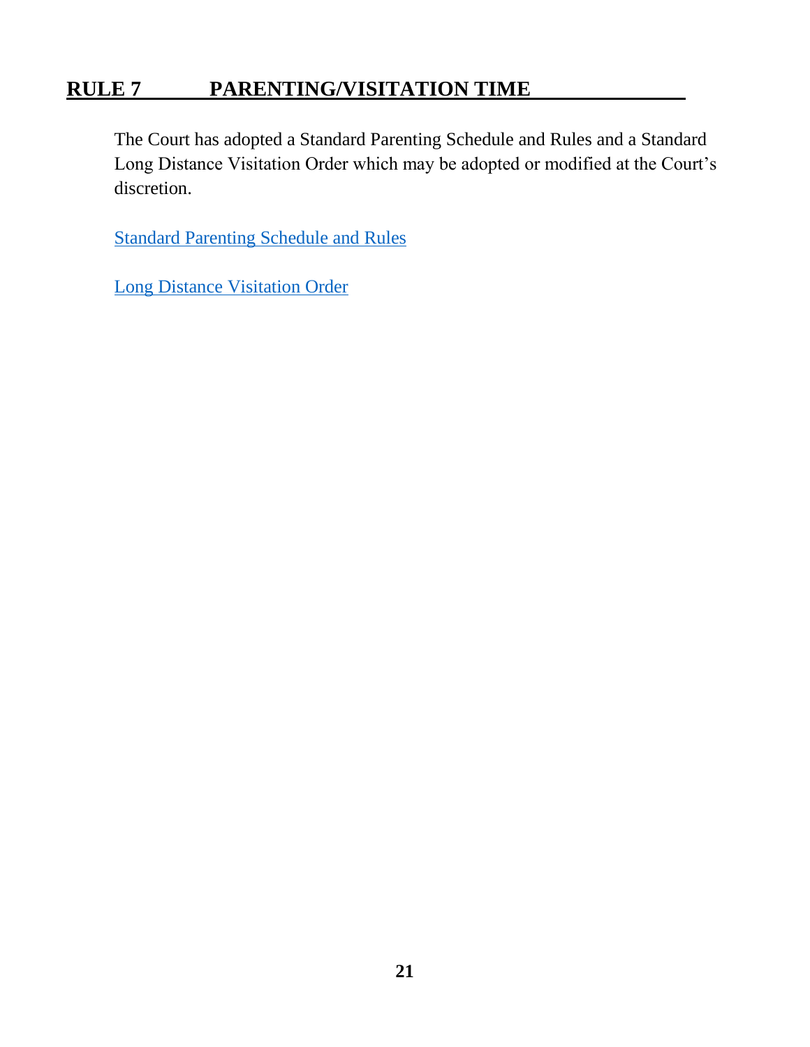## RULE 7 PARENTING/VISITATION TIME

The Court has adopted a Standard Parenting Schedule and Rules and a Standard Long Distance Visitation Order which may be adopted or modified at the Court's discretion.

Standard Parenting Schedule and Rules

Long Distance Visitation Order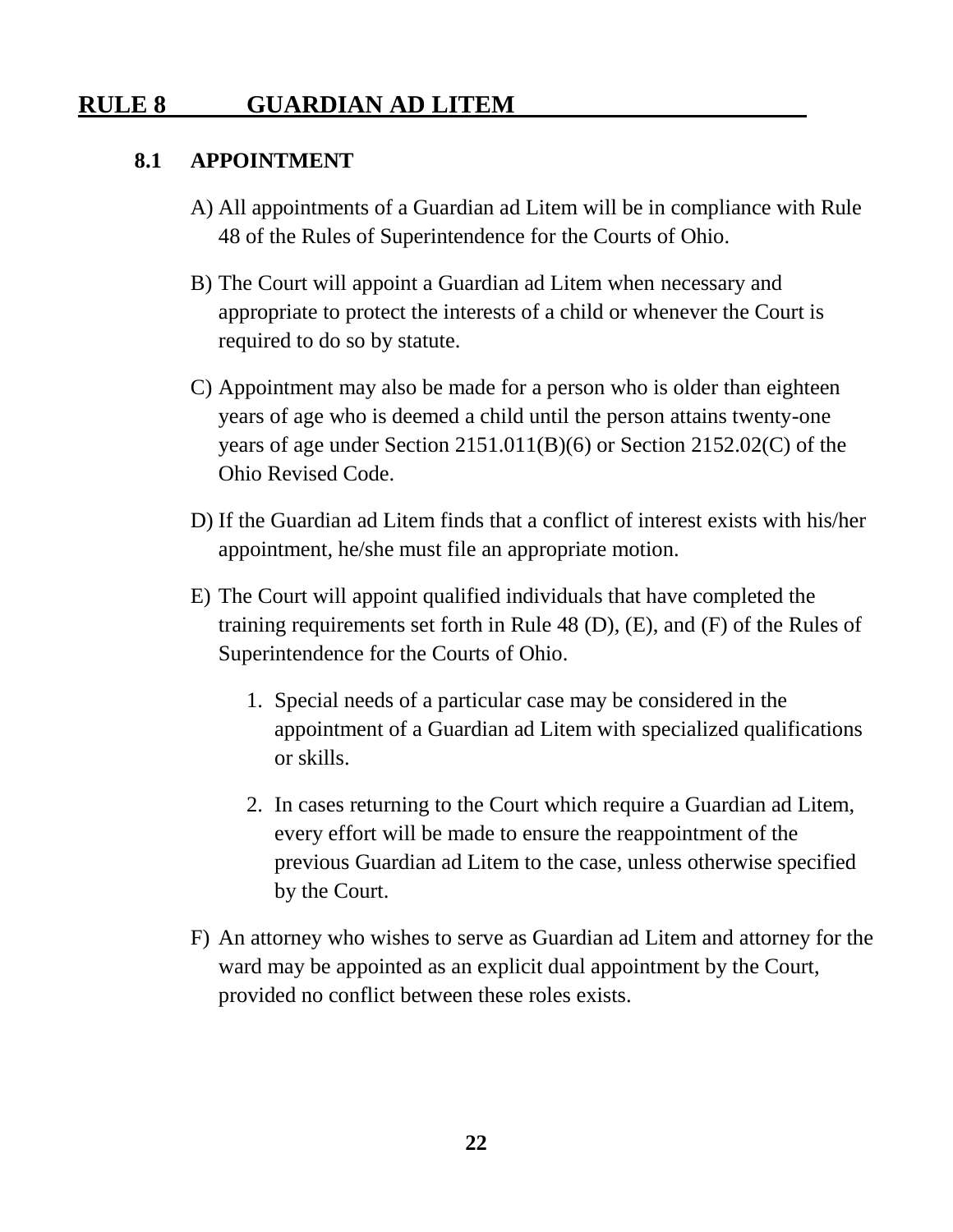## RULE 8 GUARDIAN AD LITEM

### 8.1 APPOINTMENT

A) All appointments of a Guardian ad Litem will be in compliance with Rule 48 of the Rules of Superintendence for the Courts of Ohio.

B) The Court will appoint a Guardian ad Litem when necessary and appropriate to protect the interests of a child or whenever the Court is required to do so by statute.

C) Appointment may also be made for a person who is older than eighteen years of age who is deemed a child until the person attains twenty-one years of age under Section 2151.011(B)(6) or Section 2152.02(C) of the Ohio Revised Code.

D) If the Guardian ad Litem finds that a conflict of interest exists with his/her appointment, he/she must file an appropriate motion.

E) The Court will appoint qualified individuals that have completed the training requirements set forth in Rule 48 (D), (E), and (F) of the Rules of Superintendence for the Courts of Ohio.

   1. Special needs of a particular case may be considered in the appointment of a Guardian ad Litem with specialized qualifications or skills.

   2. In cases returning to the Court which require a Guardian ad Litem, every effort will be made to ensure the reappointment of the previous Guardian ad Litem to the case, unless otherwise specified by the Court.

F) An attorney who wishes to serve as Guardian ad Litem and attorney for the ward may be appointed as an explicit dual appointment by the Court, provided no conflict between these roles exists.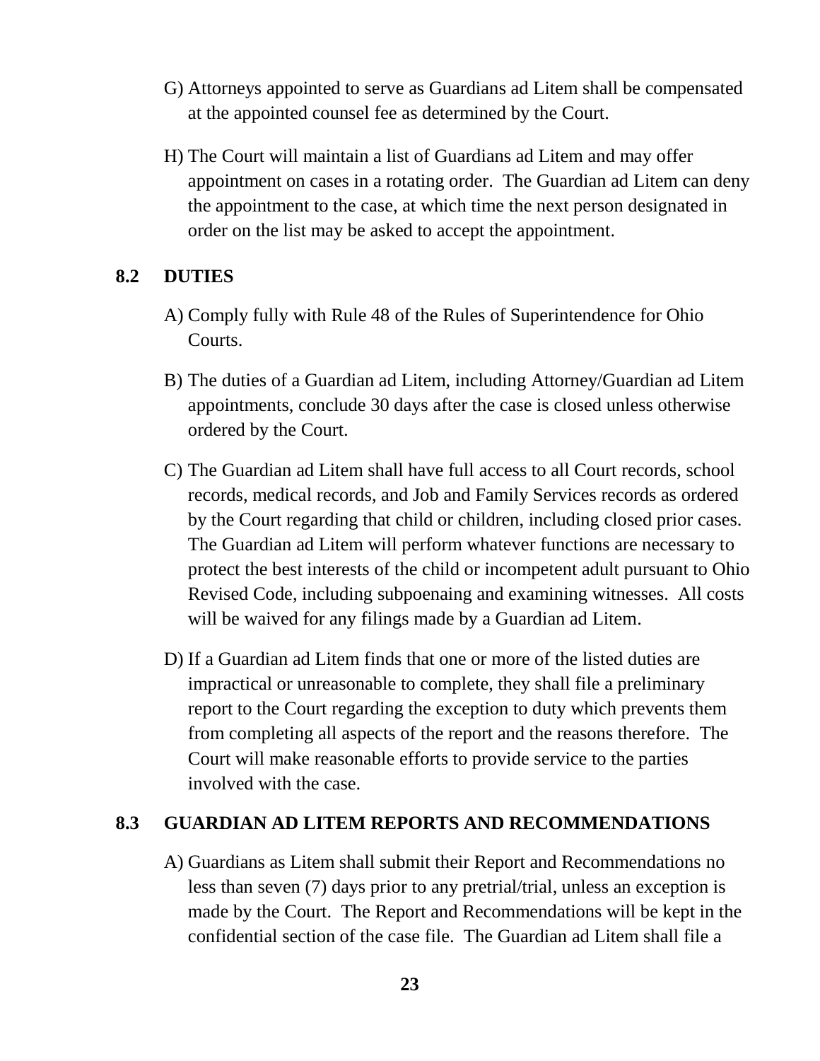G) Attorneys appointed to serve as Guardians ad Litem shall be compensated at the appointed counsel fee as determined by the Court.

H) The Court will maintain a list of Guardians ad Litem and may offer appointment on cases in a rotating order. The Guardian ad Litem can deny the appointment to the case, at which time the next person designated in order on the list may be asked to accept the appointment.

## 8.2 DUTIES

A) Comply fully with Rule 48 of the Rules of Superintendence for Ohio Courts.

B) The duties of a Guardian ad Litem, including Attorney/Guardian ad Litem appointments, conclude 30 days after the case is closed unless otherwise ordered by the Court.

C) The Guardian ad Litem shall have full access to all Court records, school records, medical records, and Job and Family Services records as ordered by the Court regarding that child or children, including closed prior cases. The Guardian ad Litem will perform whatever functions are necessary to protect the best interests of the child or incompetent adult pursuant to Ohio Revised Code, including subpoenaing and examining witnesses. All costs will be waived for any filings made by a Guardian ad Litem.

D) If a Guardian ad Litem finds that one or more of the listed duties are impractical or unreasonable to complete, they shall file a preliminary report to the Court regarding the exception to duty which prevents them from completing all aspects of the report and the reasons therefore. The Court will make reasonable efforts to provide service to the parties involved with the case.

## 8.3 GUARDIAN AD LITEM REPORTS AND RECOMMENDATIONS

A) Guardians as Litem shall submit their Report and Recommendations no less than seven (7) days prior to any pretrial/trial, unless an exception is made by the Court. The Report and Recommendations will be kept in the confidential section of the case file. The Guardian ad Litem shall file a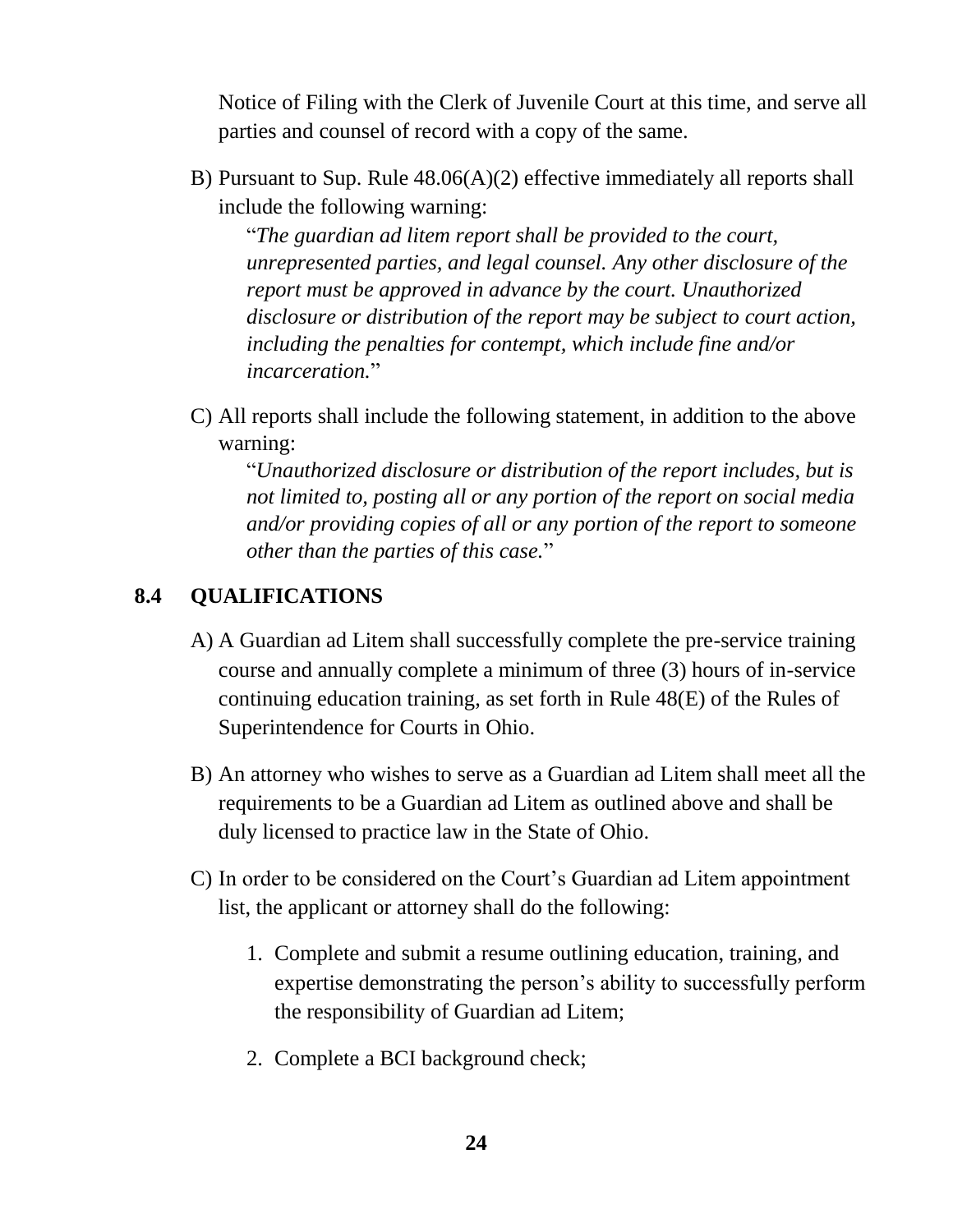Notice of Filing with the Clerk of Juvenile Court at this time, and serve all parties and counsel of record with a copy of the same.

B) Pursuant to Sup. Rule 48.06(A)(2) effective immediately all reports shall include the following warning:

"*The guardian ad litem report shall be provided to the court, unrepresented parties, and legal counsel. Any other disclosure of the report must be approved in advance by the court. Unauthorized disclosure or distribution of the report may be subject to court action, including the penalties for contempt, which include fine and/or incarceration.*"

C) All reports shall include the following statement, in addition to the above warning:

"*Unauthorized disclosure or distribution of the report includes, but is not limited to, posting all or any portion of the report on social media and/or providing copies of all or any portion of the report to someone other than the parties of this case.*"

## 8.4 QUALIFICATIONS

A) A Guardian ad Litem shall successfully complete the pre-service training course and annually complete a minimum of three (3) hours of in-service continuing education training, as set forth in Rule 48(E) of the Rules of Superintendence for Courts in Ohio.

B) An attorney who wishes to serve as a Guardian ad Litem shall meet all the requirements to be a Guardian ad Litem as outlined above and shall be duly licensed to practice law in the State of Ohio.

C) In order to be considered on the Court's Guardian ad Litem appointment list, the applicant or attorney shall do the following:

1. Complete and submit a resume outlining education, training, and expertise demonstrating the person's ability to successfully perform the responsibility of Guardian ad Litem;

2. Complete a BCI background check;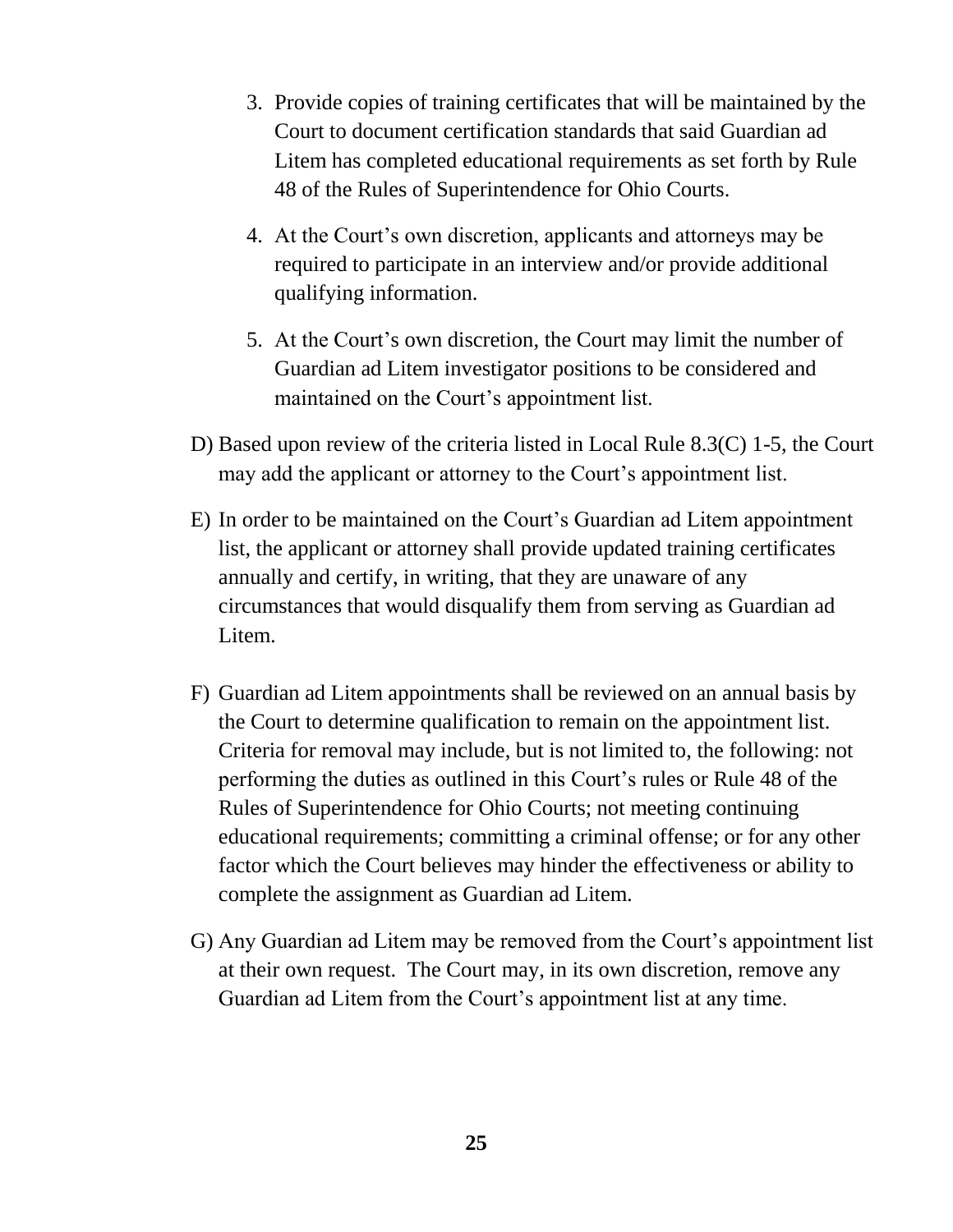3. Provide copies of training certificates that will be maintained by the Court to document certification standards that said Guardian ad Litem has completed educational requirements as set forth by Rule 48 of the Rules of Superintendence for Ohio Courts.

4. At the Court's own discretion, applicants and attorneys may be required to participate in an interview and/or provide additional qualifying information.

5. At the Court's own discretion, the Court may limit the number of Guardian ad Litem investigator positions to be considered and maintained on the Court's appointment list.

D) Based upon review of the criteria listed in Local Rule 8.3(C) 1-5, the Court may add the applicant or attorney to the Court's appointment list.

E) In order to be maintained on the Court's Guardian ad Litem appointment list, the applicant or attorney shall provide updated training certificates annually and certify, in writing, that they are unaware of any circumstances that would disqualify them from serving as Guardian ad Litem.

F) Guardian ad Litem appointments shall be reviewed on an annual basis by the Court to determine qualification to remain on the appointment list. Criteria for removal may include, but is not limited to, the following: not performing the duties as outlined in this Court's rules or Rule 48 of the Rules of Superintendence for Ohio Courts; not meeting continuing educational requirements; committing a criminal offense; or for any other factor which the Court believes may hinder the effectiveness or ability to complete the assignment as Guardian ad Litem.

G) Any Guardian ad Litem may be removed from the Court's appointment list at their own request. The Court may, in its own discretion, remove any Guardian ad Litem from the Court's appointment list at any time.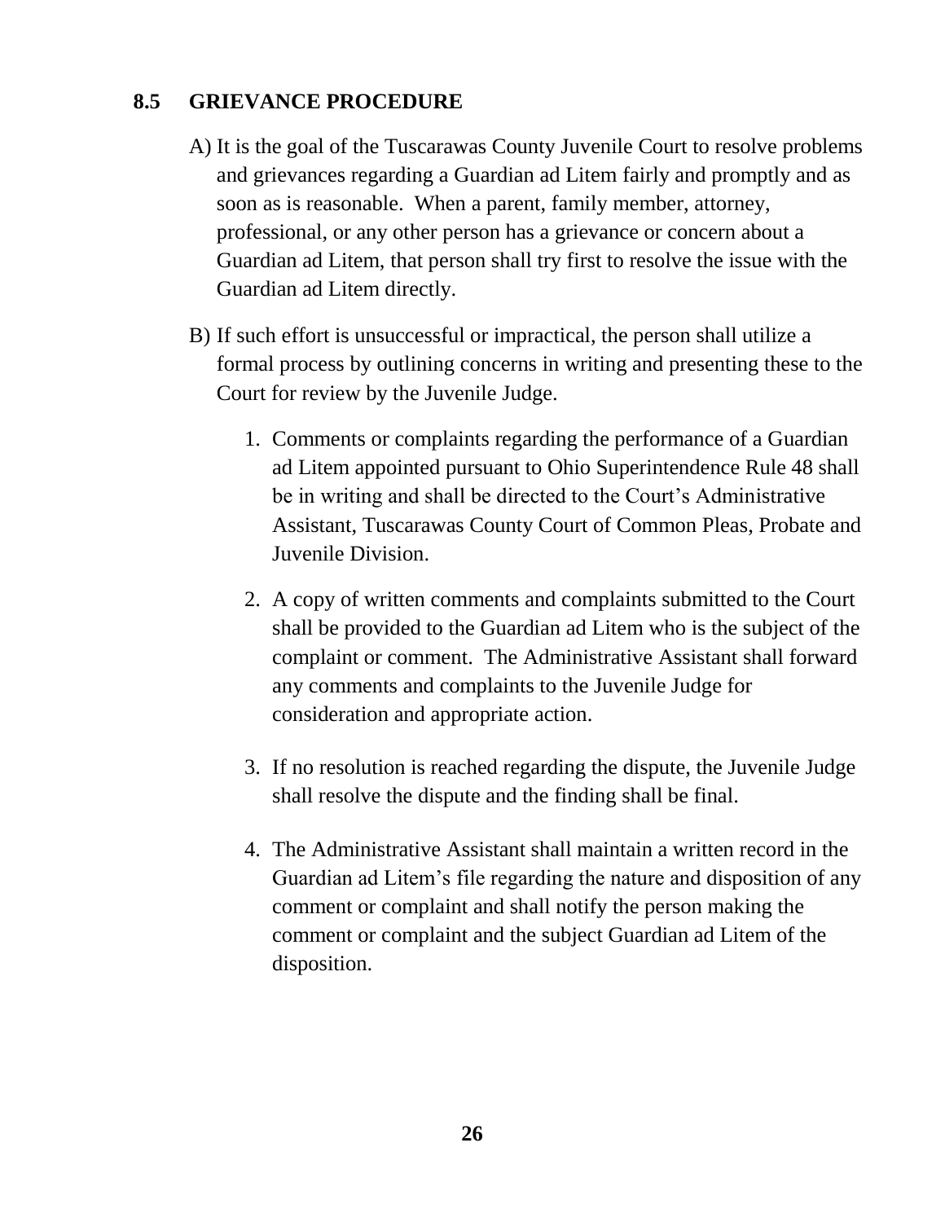## 8.5 GRIEVANCE PROCEDURE

A) It is the goal of the Tuscarawas County Juvenile Court to resolve problems and grievances regarding a Guardian ad Litem fairly and promptly and as soon as is reasonable. When a parent, family member, attorney, professional, or any other person has a grievance or concern about a Guardian ad Litem, that person shall try first to resolve the issue with the Guardian ad Litem directly.

B) If such effort is unsuccessful or impractical, the person shall utilize a formal process by outlining concerns in writing and presenting these to the Court for review by the Juvenile Judge.

1. Comments or complaints regarding the performance of a Guardian ad Litem appointed pursuant to Ohio Superintendence Rule 48 shall be in writing and shall be directed to the Court's Administrative Assistant, Tuscarawas County Court of Common Pleas, Probate and Juvenile Division.

2. A copy of written comments and complaints submitted to the Court shall be provided to the Guardian ad Litem who is the subject of the complaint or comment. The Administrative Assistant shall forward any comments and complaints to the Juvenile Judge for consideration and appropriate action.

3. If no resolution is reached regarding the dispute, the Juvenile Judge shall resolve the dispute and the finding shall be final.

4. The Administrative Assistant shall maintain a written record in the Guardian ad Litem's file regarding the nature and disposition of any comment or complaint and shall notify the person making the comment or complaint and the subject Guardian ad Litem of the disposition.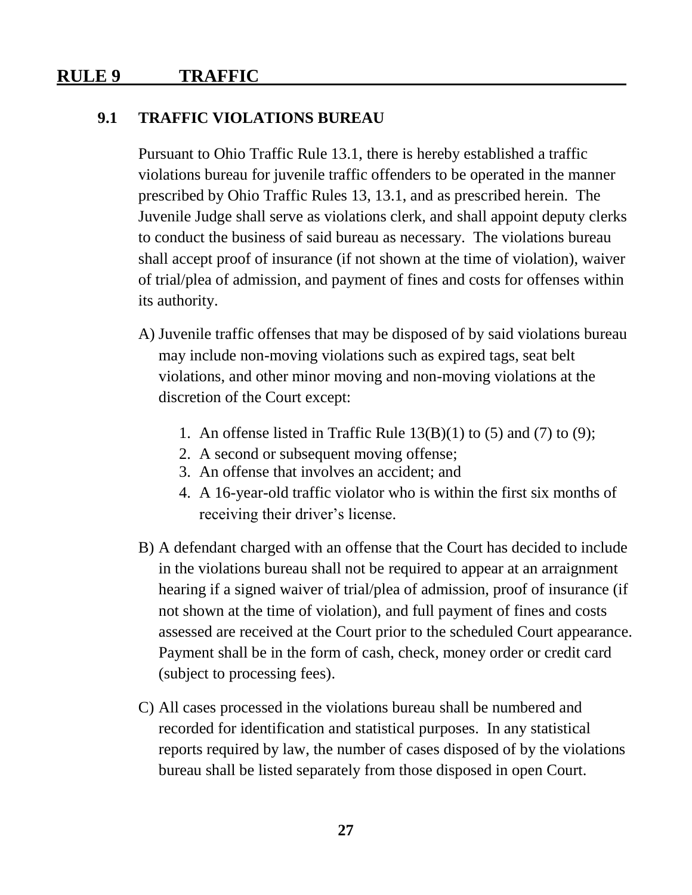# RULE 9 TRAFFIC

## 9.1 TRAFFIC VIOLATIONS BUREAU

Pursuant to Ohio Traffic Rule 13.1, there is hereby established a traffic violations bureau for juvenile traffic offenders to be operated in the manner prescribed by Ohio Traffic Rules 13, 13.1, and as prescribed herein. The Juvenile Judge shall serve as violations clerk, and shall appoint deputy clerks to conduct the business of said bureau as necessary. The violations bureau shall accept proof of insurance (if not shown at the time of violation), waiver of trial/plea of admission, and payment of fines and costs for offenses within its authority.

A) Juvenile traffic offenses that may be disposed of by said violations bureau may include non-moving violations such as expired tags, seat belt violations, and other minor moving and non-moving violations at the discretion of the Court except:

   1. An offense listed in Traffic Rule 13(B)(1) to (5) and (7) to (9);
   2. A second or subsequent moving offense;
   3. An offense that involves an accident; and
   4. A 16-year-old traffic violator who is within the first six months of receiving their driver's license.

B) A defendant charged with an offense that the Court has decided to include in the violations bureau shall not be required to appear at an arraignment hearing if a signed waiver of trial/plea of admission, proof of insurance (if not shown at the time of violation), and full payment of fines and costs assessed are received at the Court prior to the scheduled Court appearance. Payment shall be in the form of cash, check, money order or credit card (subject to processing fees).

C) All cases processed in the violations bureau shall be numbered and recorded for identification and statistical purposes. In any statistical reports required by law, the number of cases disposed of by the violations bureau shall be listed separately from those disposed in open Court.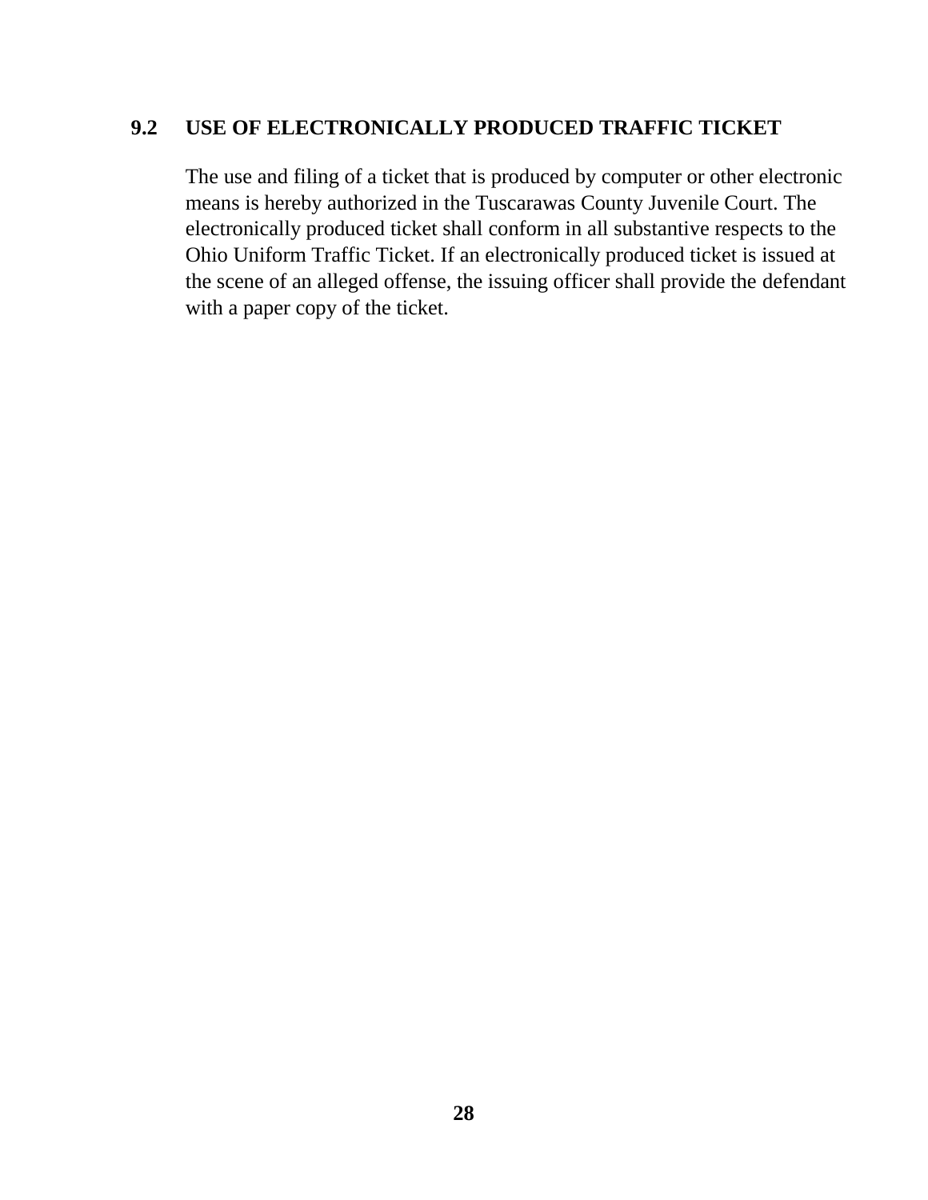## 9.2 USE OF ELECTRONICALLY PRODUCED TRAFFIC TICKET

The use and filing of a ticket that is produced by computer or other electronic means is hereby authorized in the Tuscarawas County Juvenile Court. The electronically produced ticket shall conform in all substantive respects to the Ohio Uniform Traffic Ticket. If an electronically produced ticket is issued at the scene of an alleged offense, the issuing officer shall provide the defendant with a paper copy of the ticket.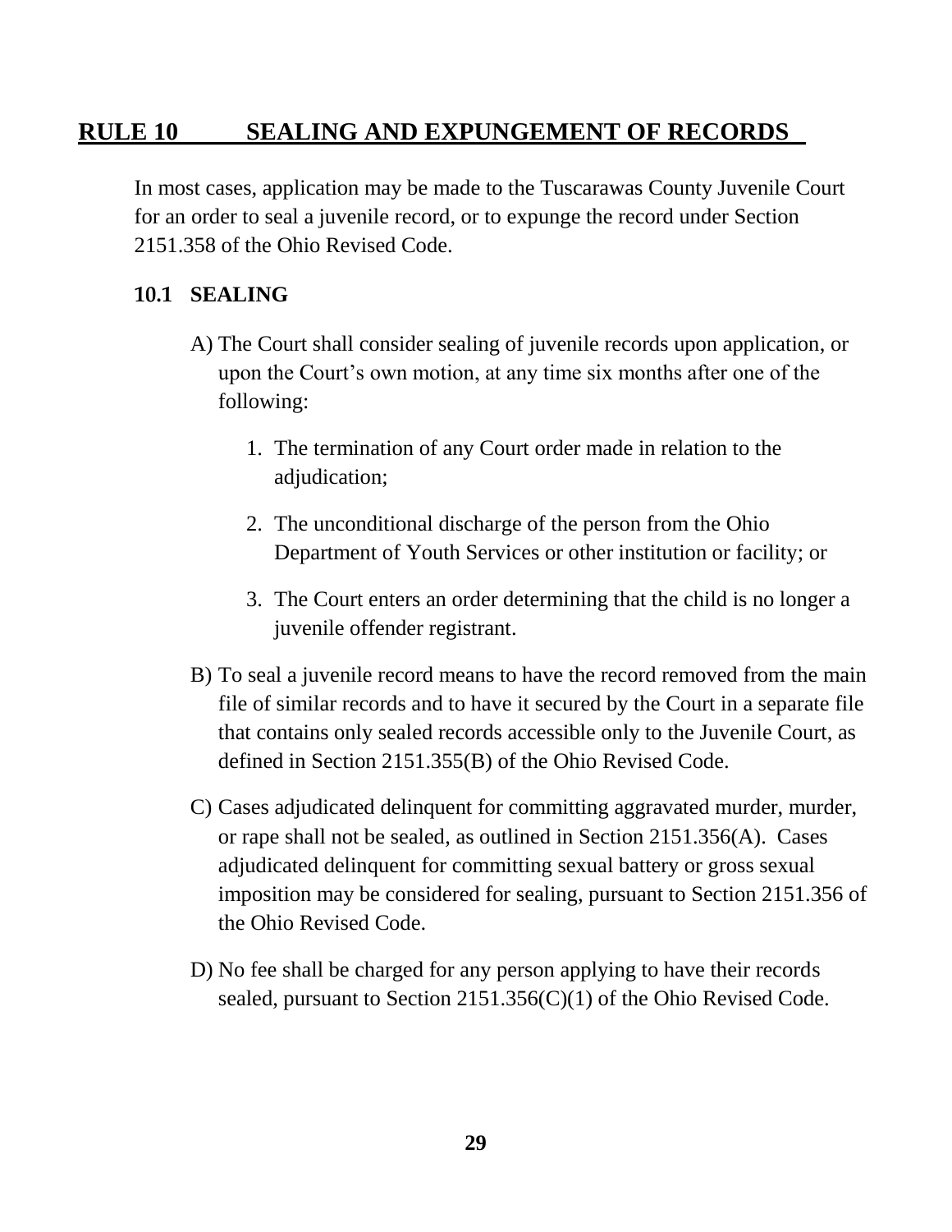## RULE 10 SEALING AND EXPUNGEMENT OF RECORDS

In most cases, application may be made to the Tuscarawas County Juvenile Court for an order to seal a juvenile record, or to expunge the record under Section 2151.358 of the Ohio Revised Code.

### 10.1 SEALING

A) The Court shall consider sealing of juvenile records upon application, or upon the Court's own motion, at any time six months after one of the following:

1. The termination of any Court order made in relation to the adjudication;

2. The unconditional discharge of the person from the Ohio Department of Youth Services or other institution or facility; or

3. The Court enters an order determining that the child is no longer a juvenile offender registrant.

B) To seal a juvenile record means to have the record removed from the main file of similar records and to have it secured by the Court in a separate file that contains only sealed records accessible only to the Juvenile Court, as defined in Section 2151.355(B) of the Ohio Revised Code.

C) Cases adjudicated delinquent for committing aggravated murder, murder, or rape shall not be sealed, as outlined in Section 2151.356(A). Cases adjudicated delinquent for committing sexual battery or gross sexual imposition may be considered for sealing, pursuant to Section 2151.356 of the Ohio Revised Code.

D) No fee shall be charged for any person applying to have their records sealed, pursuant to Section 2151.356(C)(1) of the Ohio Revised Code.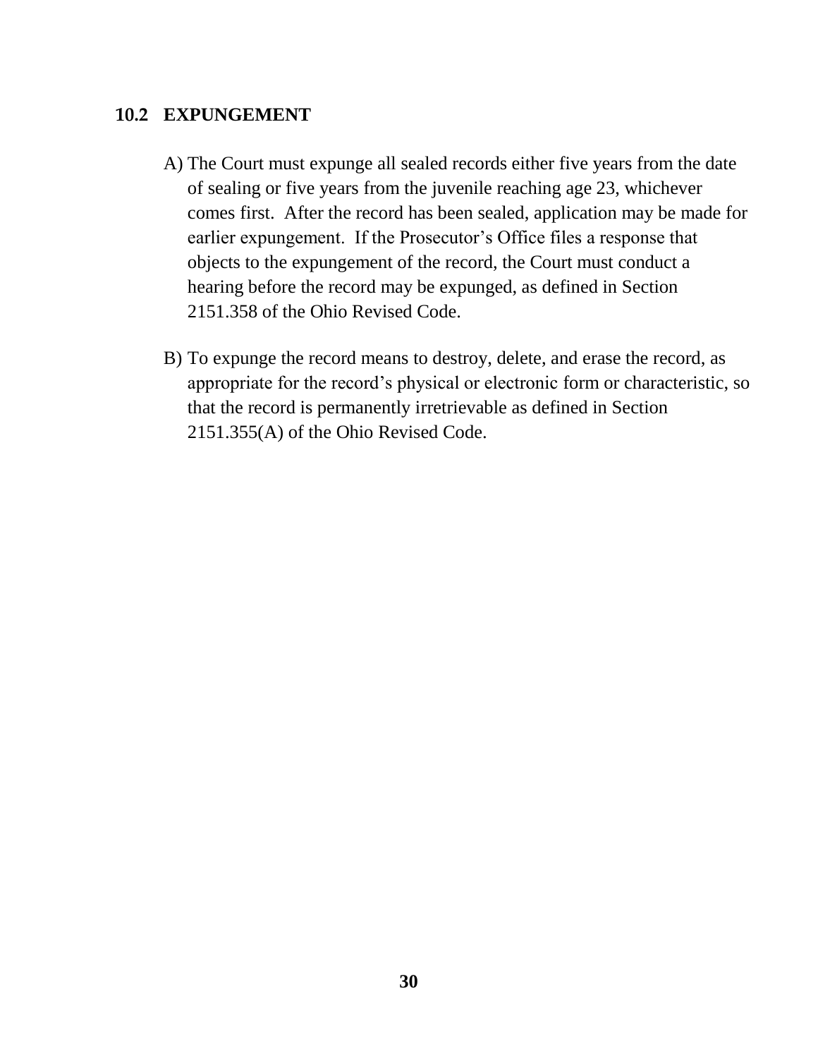## 10.2 EXPUNGEMENT

A) The Court must expunge all sealed records either five years from the date of sealing or five years from the juvenile reaching age 23, whichever comes first. After the record has been sealed, application may be made for earlier expungement. If the Prosecutor's Office files a response that objects to the expungement of the record, the Court must conduct a hearing before the record may be expunged, as defined in Section 2151.358 of the Ohio Revised Code.

B) To expunge the record means to destroy, delete, and erase the record, as appropriate for the record's physical or electronic form or characteristic, so that the record is permanently irretrievable as defined in Section 2151.355(A) of the Ohio Revised Code.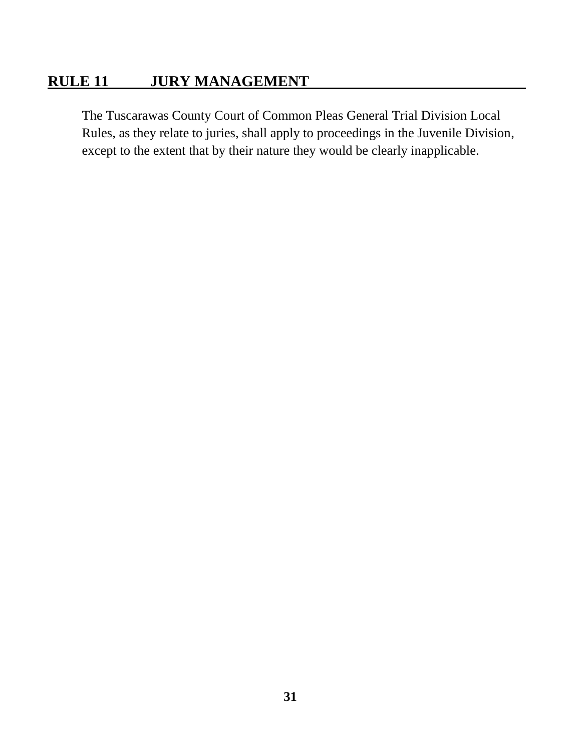## RULE 11 JURY MANAGEMENT

The Tuscarawas County Court of Common Pleas General Trial Division Local Rules, as they relate to juries, shall apply to proceedings in the Juvenile Division, except to the extent that by their nature they would be clearly inapplicable.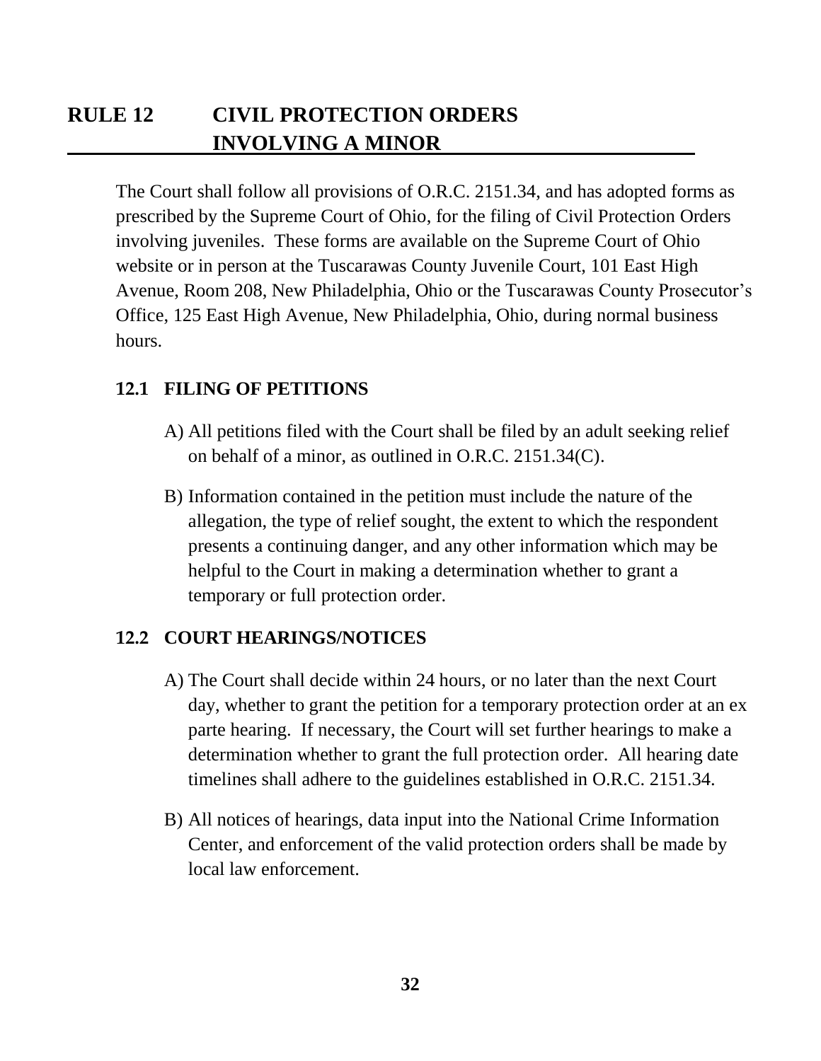# RULE 12 CIVIL PROTECTION ORDERS INVOLVING A MINOR

The Court shall follow all provisions of O.R.C. 2151.34, and has adopted forms as prescribed by the Supreme Court of Ohio, for the filing of Civil Protection Orders involving juveniles. These forms are available on the Supreme Court of Ohio website or in person at the Tuscarawas County Juvenile Court, 101 East High Avenue, Room 208, New Philadelphia, Ohio or the Tuscarawas County Prosecutor's Office, 125 East High Avenue, New Philadelphia, Ohio, during normal business hours.

## 12.1 FILING OF PETITIONS

A) All petitions filed with the Court shall be filed by an adult seeking relief on behalf of a minor, as outlined in O.R.C. 2151.34(C).

B) Information contained in the petition must include the nature of the allegation, the type of relief sought, the extent to which the respondent presents a continuing danger, and any other information which may be helpful to the Court in making a determination whether to grant a temporary or full protection order.

## 12.2 COURT HEARINGS/NOTICES

A) The Court shall decide within 24 hours, or no later than the next Court day, whether to grant the petition for a temporary protection order at an ex parte hearing. If necessary, the Court will set further hearings to make a determination whether to grant the full protection order. All hearing date timelines shall adhere to the guidelines established in O.R.C. 2151.34.

B) All notices of hearings, data input into the National Crime Information Center, and enforcement of the valid protection orders shall be made by local law enforcement.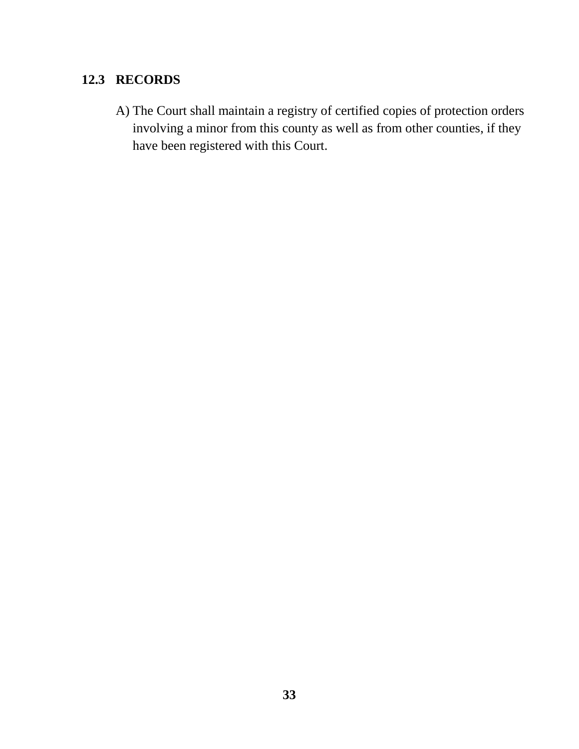## 12.3 RECORDS

A) The Court shall maintain a registry of certified copies of protection orders involving a minor from this county as well as from other counties, if they have been registered with this Court.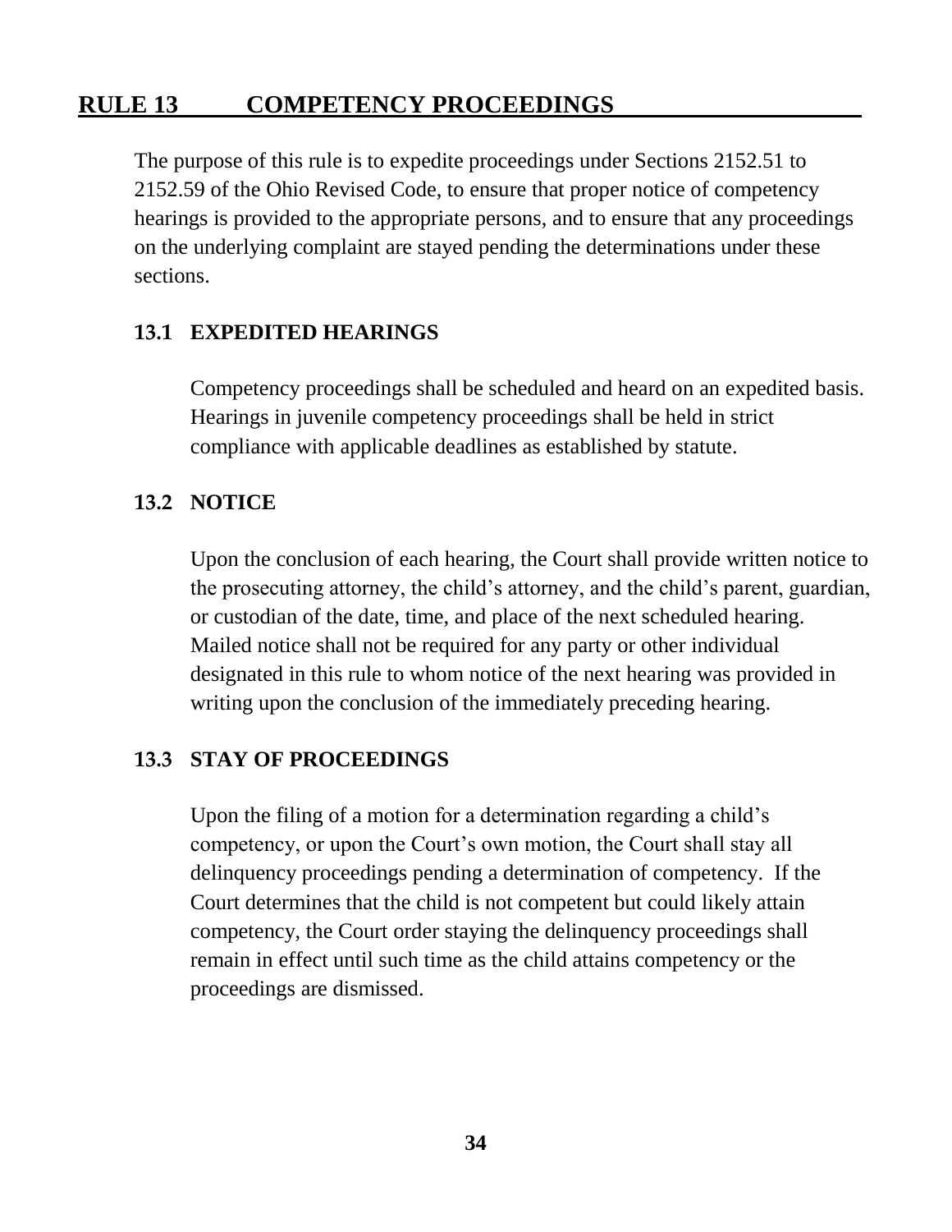# RULE 13 COMPETENCY PROCEEDINGS

The purpose of this rule is to expedite proceedings under Sections 2152.51 to 2152.59 of the Ohio Revised Code, to ensure that proper notice of competency hearings is provided to the appropriate persons, and to ensure that any proceedings on the underlying complaint are stayed pending the determinations under these sections.

## 13.1 EXPEDITED HEARINGS

Competency proceedings shall be scheduled and heard on an expedited basis. Hearings in juvenile competency proceedings shall be held in strict compliance with applicable deadlines as established by statute.

## 13.2 NOTICE

Upon the conclusion of each hearing, the Court shall provide written notice to the prosecuting attorney, the child's attorney, and the child's parent, guardian, or custodian of the date, time, and place of the next scheduled hearing. Mailed notice shall not be required for any party or other individual designated in this rule to whom notice of the next hearing was provided in writing upon the conclusion of the immediately preceding hearing.

## 13.3 STAY OF PROCEEDINGS

Upon the filing of a motion for a determination regarding a child's competency, or upon the Court's own motion, the Court shall stay all delinquency proceedings pending a determination of competency. If the Court determines that the child is not competent but could likely attain competency, the Court order staying the delinquency proceedings shall remain in effect until such time as the child attains competency or the proceedings are dismissed.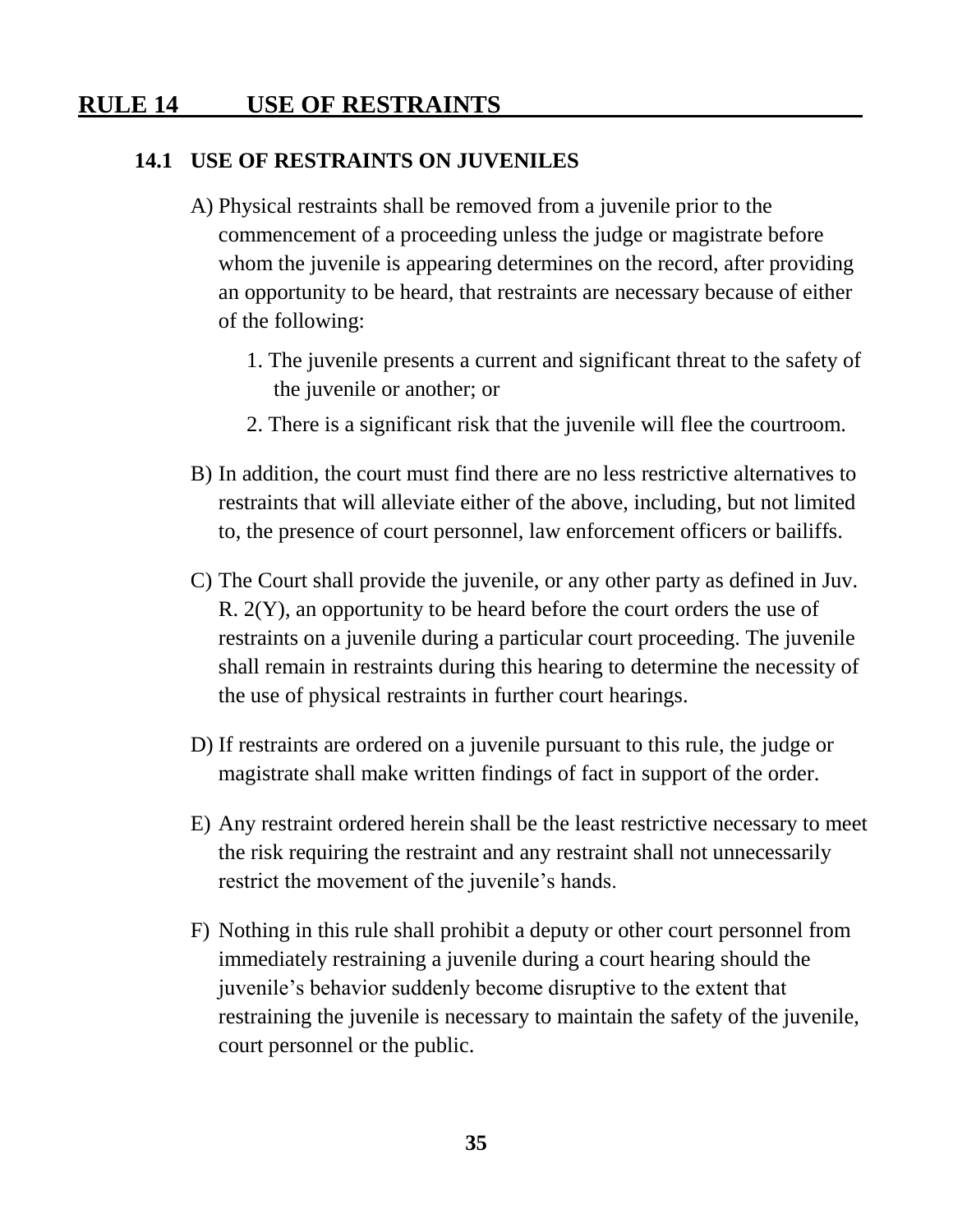# RULE 14 USE OF RESTRAINTS

## 14.1 USE OF RESTRAINTS ON JUVENILES

A) Physical restraints shall be removed from a juvenile prior to the commencement of a proceeding unless the judge or magistrate before whom the juvenile is appearing determines on the record, after providing an opportunity to be heard, that restraints are necessary because of either of the following:

1. The juvenile presents a current and significant threat to the safety of the juvenile or another; or
2. There is a significant risk that the juvenile will flee the courtroom.

B) In addition, the court must find there are no less restrictive alternatives to restraints that will alleviate either of the above, including, but not limited to, the presence of court personnel, law enforcement officers or bailiffs.

C) The Court shall provide the juvenile, or any other party as defined in Juv. R. 2(Y), an opportunity to be heard before the court orders the use of restraints on a juvenile during a particular court proceeding. The juvenile shall remain in restraints during this hearing to determine the necessity of the use of physical restraints in further court hearings.

D) If restraints are ordered on a juvenile pursuant to this rule, the judge or magistrate shall make written findings of fact in support of the order.

E) Any restraint ordered herein shall be the least restrictive necessary to meet the risk requiring the restraint and any restraint shall not unnecessarily restrict the movement of the juvenile's hands.

F) Nothing in this rule shall prohibit a deputy or other court personnel from immediately restraining a juvenile during a court hearing should the juvenile's behavior suddenly become disruptive to the extent that restraining the juvenile is necessary to maintain the safety of the juvenile, court personnel or the public.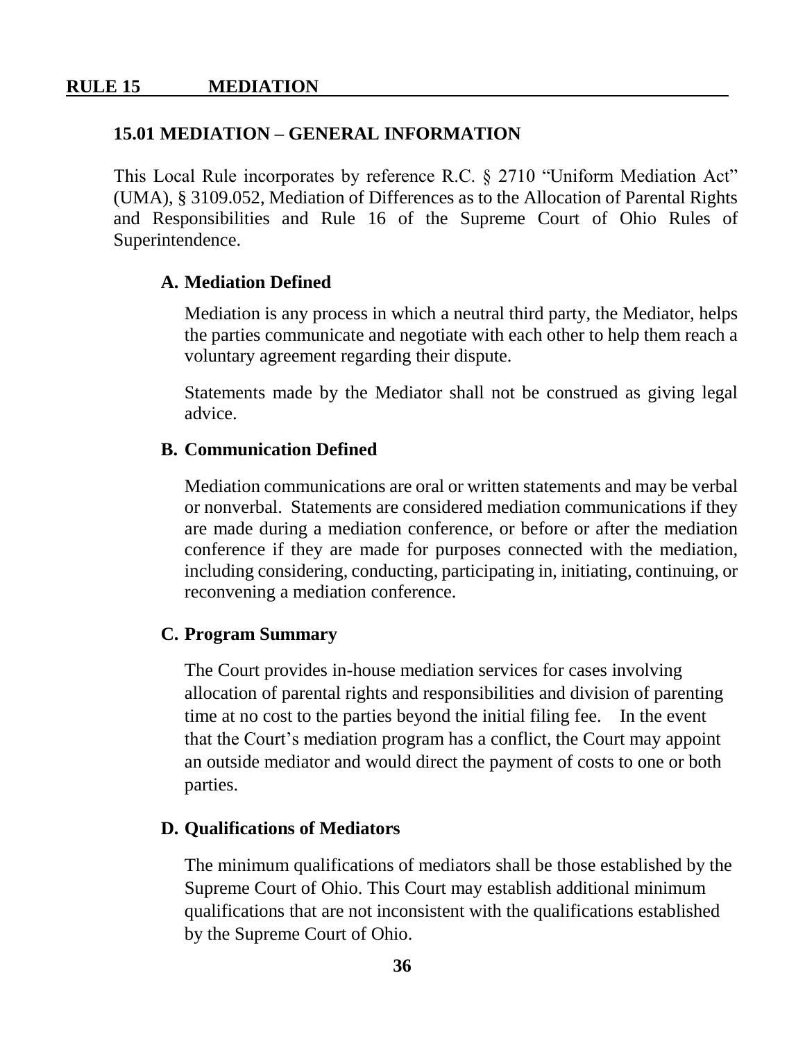## RULE 15 MEDIATION

### 15.01 MEDIATION – GENERAL INFORMATION

This Local Rule incorporates by reference R.C. § 2710 "Uniform Mediation Act" (UMA), § 3109.052, Mediation of Differences as to the Allocation of Parental Rights and Responsibilities and Rule 16 of the Supreme Court of Ohio Rules of Superintendence.

#### A. Mediation Defined

Mediation is any process in which a neutral third party, the Mediator, helps the parties communicate and negotiate with each other to help them reach a voluntary agreement regarding their dispute.

Statements made by the Mediator shall not be construed as giving legal advice.

#### B. Communication Defined

Mediation communications are oral or written statements and may be verbal or nonverbal. Statements are considered mediation communications if they are made during a mediation conference, or before or after the mediation conference if they are made for purposes connected with the mediation, including considering, conducting, participating in, initiating, continuing, or reconvening a mediation conference.

#### C. Program Summary

The Court provides in-house mediation services for cases involving allocation of parental rights and responsibilities and division of parenting time at no cost to the parties beyond the initial filing fee. In the event that the Court's mediation program has a conflict, the Court may appoint an outside mediator and would direct the payment of costs to one or both parties.

#### D. Qualifications of Mediators

The minimum qualifications of mediators shall be those established by the Supreme Court of Ohio. This Court may establish additional minimum qualifications that are not inconsistent with the qualifications established by the Supreme Court of Ohio.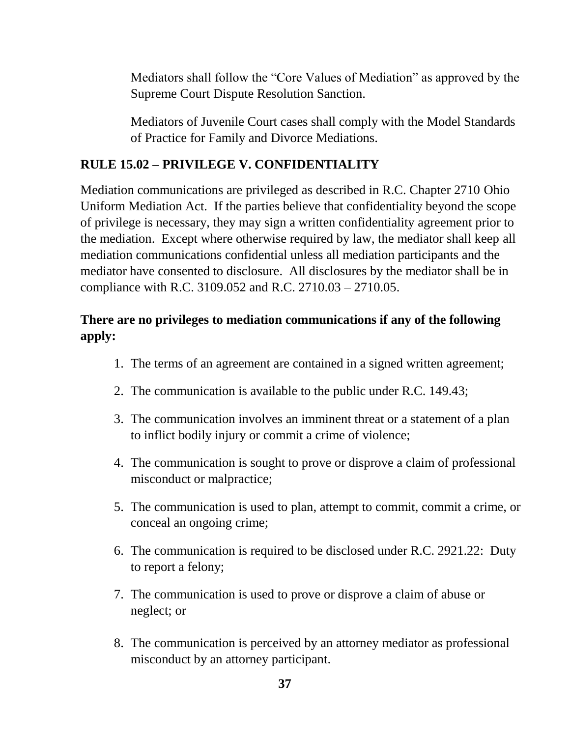Mediators shall follow the "Core Values of Mediation" as approved by the Supreme Court Dispute Resolution Sanction.

Mediators of Juvenile Court cases shall comply with the Model Standards of Practice for Family and Divorce Mediations.

## RULE 15.02 – PRIVILEGE V. CONFIDENTIALITY

Mediation communications are privileged as described in R.C. Chapter 2710 Ohio Uniform Mediation Act. If the parties believe that confidentiality beyond the scope of privilege is necessary, they may sign a written confidentiality agreement prior to the mediation. Except where otherwise required by law, the mediator shall keep all mediation communications confidential unless all mediation participants and the mediator have consented to disclosure. All disclosures by the mediator shall be in compliance with R.C. 3109.052 and R.C. 2710.03 – 2710.05.

**There are no privileges to mediation communications if any of the following apply:**

1. The terms of an agreement are contained in a signed written agreement;
2. The communication is available to the public under R.C. 149.43;
3. The communication involves an imminent threat or a statement of a plan to inflict bodily injury or commit a crime of violence;
4. The communication is sought to prove or disprove a claim of professional misconduct or malpractice;
5. The communication is used to plan, attempt to commit, commit a crime, or conceal an ongoing crime;
6. The communication is required to be disclosed under R.C. 2921.22: Duty to report a felony;
7. The communication is used to prove or disprove a claim of abuse or neglect; or
8. The communication is perceived by an attorney mediator as professional misconduct by an attorney participant.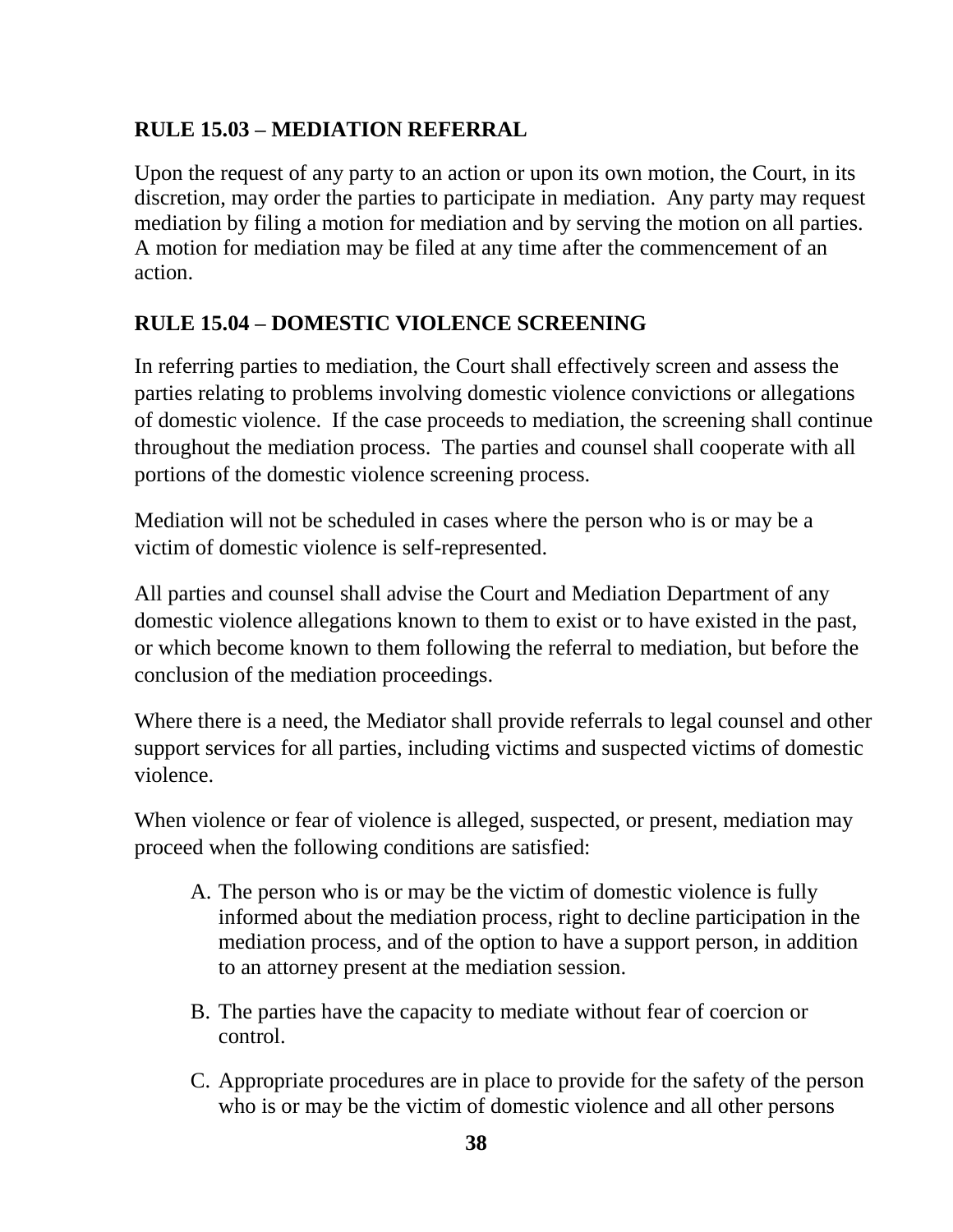### RULE 15.03 – MEDIATION REFERRAL

Upon the request of any party to an action or upon its own motion, the Court, in its discretion, may order the parties to participate in mediation. Any party may request mediation by filing a motion for mediation and by serving the motion on all parties. A motion for mediation may be filed at any time after the commencement of an action.

### RULE 15.04 – DOMESTIC VIOLENCE SCREENING

In referring parties to mediation, the Court shall effectively screen and assess the parties relating to problems involving domestic violence convictions or allegations of domestic violence. If the case proceeds to mediation, the screening shall continue throughout the mediation process. The parties and counsel shall cooperate with all portions of the domestic violence screening process.

Mediation will not be scheduled in cases where the person who is or may be a victim of domestic violence is self-represented.

All parties and counsel shall advise the Court and Mediation Department of any domestic violence allegations known to them to exist or to have existed in the past, or which become known to them following the referral to mediation, but before the conclusion of the mediation proceedings.

Where there is a need, the Mediator shall provide referrals to legal counsel and other support services for all parties, including victims and suspected victims of domestic violence.

When violence or fear of violence is alleged, suspected, or present, mediation may proceed when the following conditions are satisfied:

A. The person who is or may be the victim of domestic violence is fully informed about the mediation process, right to decline participation in the mediation process, and of the option to have a support person, in addition to an attorney present at the mediation session.

B. The parties have the capacity to mediate without fear of coercion or control.

C. Appropriate procedures are in place to provide for the safety of the person who is or may be the victim of domestic violence and all other persons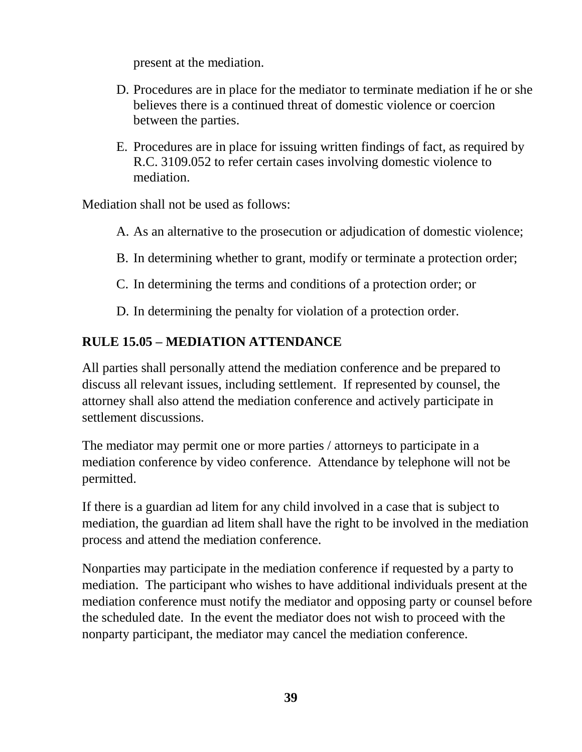present at the mediation.

D. Procedures are in place for the mediator to terminate mediation if he or she believes there is a continued threat of domestic violence or coercion between the parties.

E. Procedures are in place for issuing written findings of fact, as required by R.C. 3109.052 to refer certain cases involving domestic violence to mediation.

Mediation shall not be used as follows:

A. As an alternative to the prosecution or adjudication of domestic violence;

B. In determining whether to grant, modify or terminate a protection order;

C. In determining the terms and conditions of a protection order; or

D. In determining the penalty for violation of a protection order.

## RULE 15.05 – MEDIATION ATTENDANCE

All parties shall personally attend the mediation conference and be prepared to discuss all relevant issues, including settlement. If represented by counsel, the attorney shall also attend the mediation conference and actively participate in settlement discussions.

The mediator may permit one or more parties / attorneys to participate in a mediation conference by video conference. Attendance by telephone will not be permitted.

If there is a guardian ad litem for any child involved in a case that is subject to mediation, the guardian ad litem shall have the right to be involved in the mediation process and attend the mediation conference.

Nonparties may participate in the mediation conference if requested by a party to mediation. The participant who wishes to have additional individuals present at the mediation conference must notify the mediator and opposing party or counsel before the scheduled date. In the event the mediator does not wish to proceed with the nonparty participant, the mediator may cancel the mediation conference.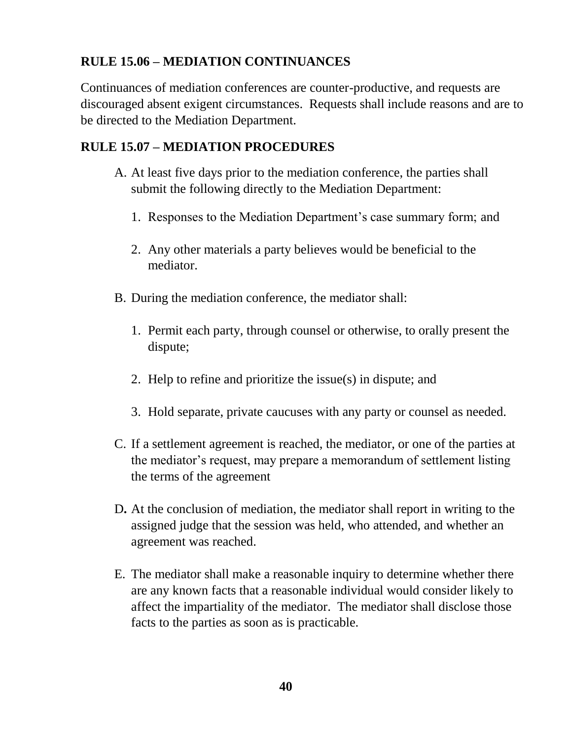**RULE 15.06 – MEDIATION CONTINUANCES**

Continuances of mediation conferences are counter-productive, and requests are discouraged absent exigent circumstances. Requests shall include reasons and are to be directed to the Mediation Department.

**RULE 15.07 – MEDIATION PROCEDURES**

A. At least five days prior to the mediation conference, the parties shall submit the following directly to the Mediation Department:

   1. Responses to the Mediation Department's case summary form; and

   2. Any other materials a party believes would be beneficial to the mediator.

B. During the mediation conference, the mediator shall:

   1. Permit each party, through counsel or otherwise, to orally present the dispute;

   2. Help to refine and prioritize the issue(s) in dispute; and

   3. Hold separate, private caucuses with any party or counsel as needed.

C. If a settlement agreement is reached, the mediator, or one of the parties at the mediator's request, may prepare a memorandum of settlement listing the terms of the agreement

D. At the conclusion of mediation, the mediator shall report in writing to the assigned judge that the session was held, who attended, and whether an agreement was reached.

E. The mediator shall make a reasonable inquiry to determine whether there are any known facts that a reasonable individual would consider likely to affect the impartiality of the mediator. The mediator shall disclose those facts to the parties as soon as is practicable.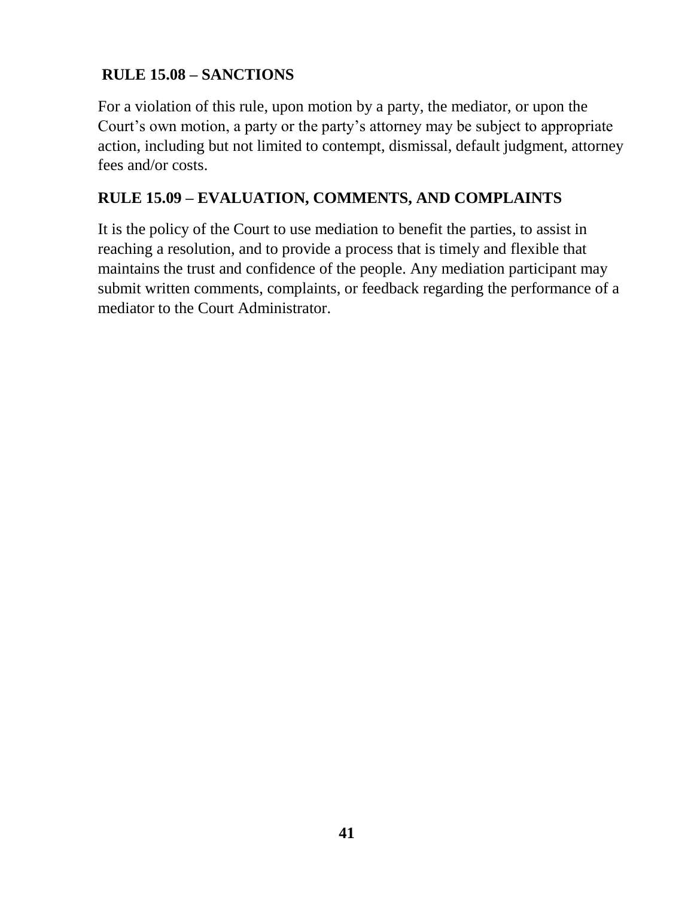### RULE 15.08 – SANCTIONS

For a violation of this rule, upon motion by a party, the mediator, or upon the Court's own motion, a party or the party's attorney may be subject to appropriate action, including but not limited to contempt, dismissal, default judgment, attorney fees and/or costs.

### RULE 15.09 – EVALUATION, COMMENTS, AND COMPLAINTS

It is the policy of the Court to use mediation to benefit the parties, to assist in reaching a resolution, and to provide a process that is timely and flexible that maintains the trust and confidence of the people. Any mediation participant may submit written comments, complaints, or feedback regarding the performance of a mediator to the Court Administrator.